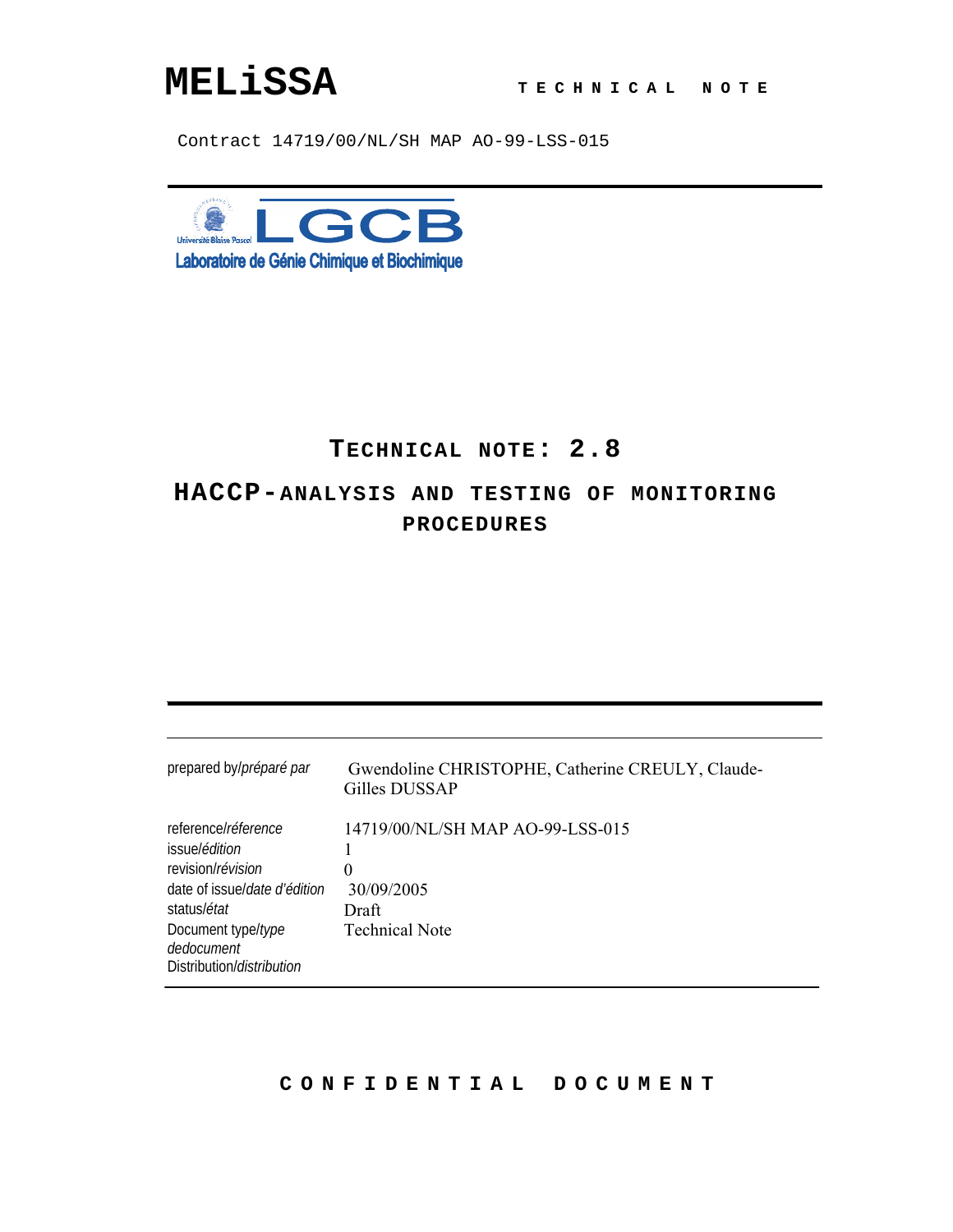# MELiSSA

**TECHNICAL NOTE**

Contract 14719/00/NL/SH MAP AO-99-LSS-015

LGCB

Université Blaise Pascal

Laboratoire de Génie Chimique et Biochimique

## TECHNICAL NOTE: 2.8

## HACCP-ANALYSIS AND TESTING OF MONITORING PROCEDURES

| | |
|---|---|
| prepared by/*préparé par* | Gwendoline CHRISTOPHE, Catherine CREULY, Claude-Gilles DUSSAP |
| reference/*réference* | 14719/00/NL/SH MAP AO-99-LSS-015 |
| issue/*édition* | 1 |
| revision/*révision* | 0 |
| date of issue/*date d'édition* | 30/09/2005 |
| status/*état* | Draft |
| Document type/*type dedocument* | Technical Note |
| Distribution/*distribution* | |

**CONFIDENTIAL DOCUMENT**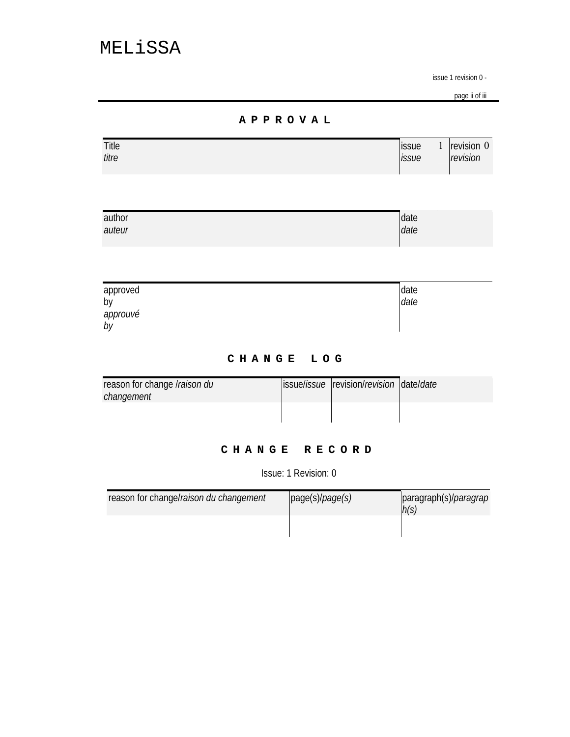# APPROVAL

| Title *titre* | issue 1 *issue* | revision 0 *revision* |
|---|---|---|

| author *auteur* | date *date* |
|---|---|

| approved by *approuvé by* | date *date* |
|---|---|

# CHANGE LOG

| reason for change /*raison du changement* | issue/*issue* | revision/*revision* | date/*date* |
|---|---|---|---|
| | | | |

# CHANGE RECORD

Issue: 1 Revision: 0

| reason for change/*raison du changement* | page(s)/*page(s)* | paragraph(s)/*paragraph(s)* |
|---|---|---|
| | | |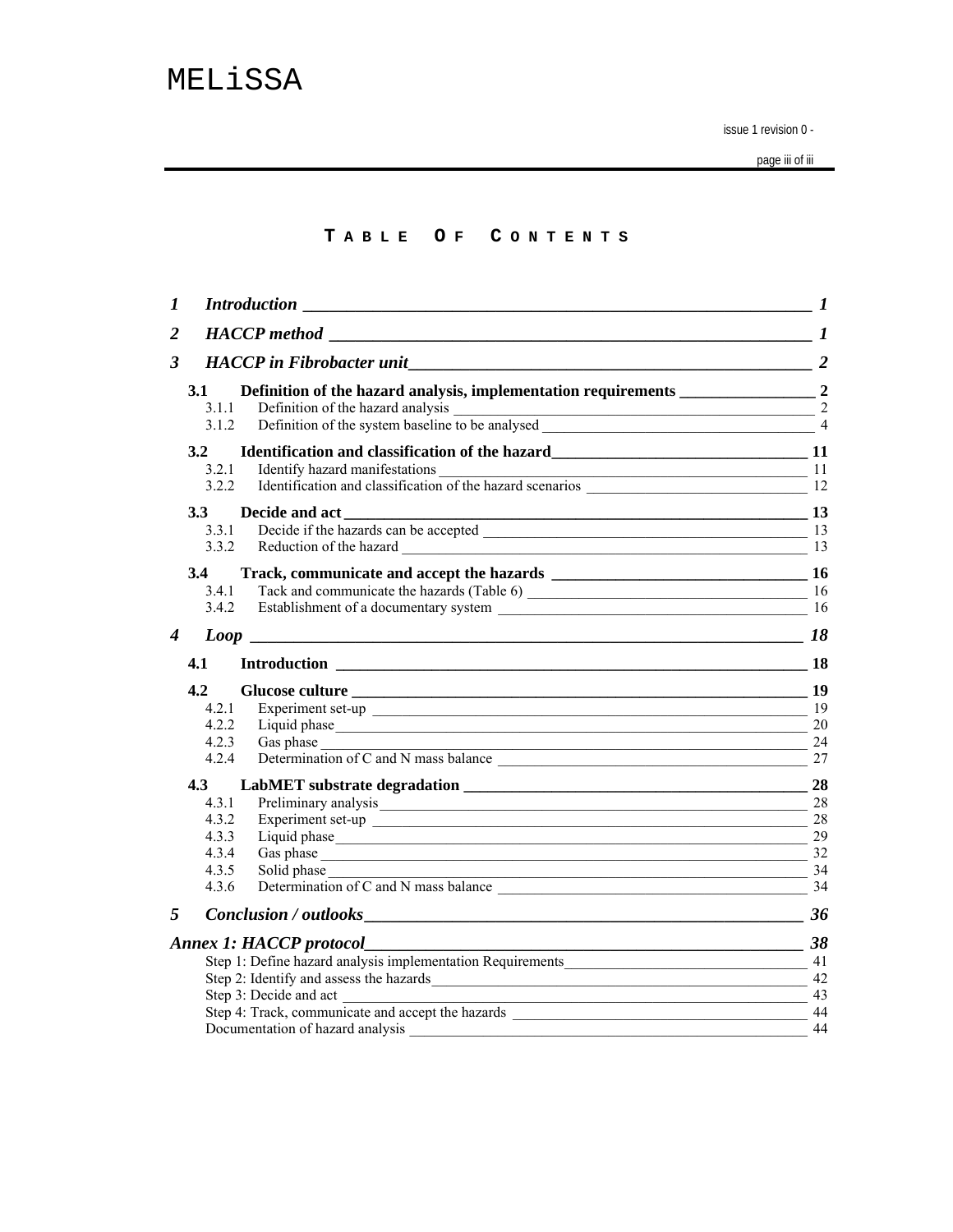# TABLE OF CONTENTS

**1 Introduction** — 1

**2 HACCP method** — 1

**3 HACCP in Fibrobacter unit** — 2

- **3.1 Definition of the hazard analysis, implementation requirements** — 2
  - 3.1.1 Definition of the hazard analysis — 2
  - 3.1.2 Definition of the system baseline to be analysed — 4
- **3.2 Identification and classification of the hazard** — 11
  - 3.2.1 Identify hazard manifestations — 11
  - 3.2.2 Identification and classification of the hazard scenarios — 12
- **3.3 Decide and act** — 13
  - 3.3.1 Decide if the hazards can be accepted — 13
  - 3.3.2 Reduction of the hazard — 13
- **3.4 Track, communicate and accept the hazards** — 16
  - 3.4.1 Tack and communicate the hazards (Table 6) — 16
  - 3.4.2 Establishment of a documentary system — 16

**4 Loop** — 18

- **4.1 Introduction** — 18
- **4.2 Glucose culture** — 19
  - 4.2.1 Experiment set-up — 19
  - 4.2.2 Liquid phase — 20
  - 4.2.3 Gas phase — 24
  - 4.2.4 Determination of C and N mass balance — 27
- **4.3 LabMET substrate degradation** — 28
  - 4.3.1 Preliminary analysis — 28
  - 4.3.2 Experiment set-up — 28
  - 4.3.3 Liquid phase — 29
  - 4.3.4 Gas phase — 32
  - 4.3.5 Solid phase — 34
  - 4.3.6 Determination of C and N mass balance — 34

**5 Conclusion / outlooks** — 36

**Annex 1: HACCP protocol** — 38

- Step 1: Define hazard analysis implementation Requirements — 41
- Step 2: Identify and assess the hazards — 42
- Step 3: Decide and act — 43
- Step 4: Track, communicate and accept the hazards — 44
- Documentation of hazard analysis — 44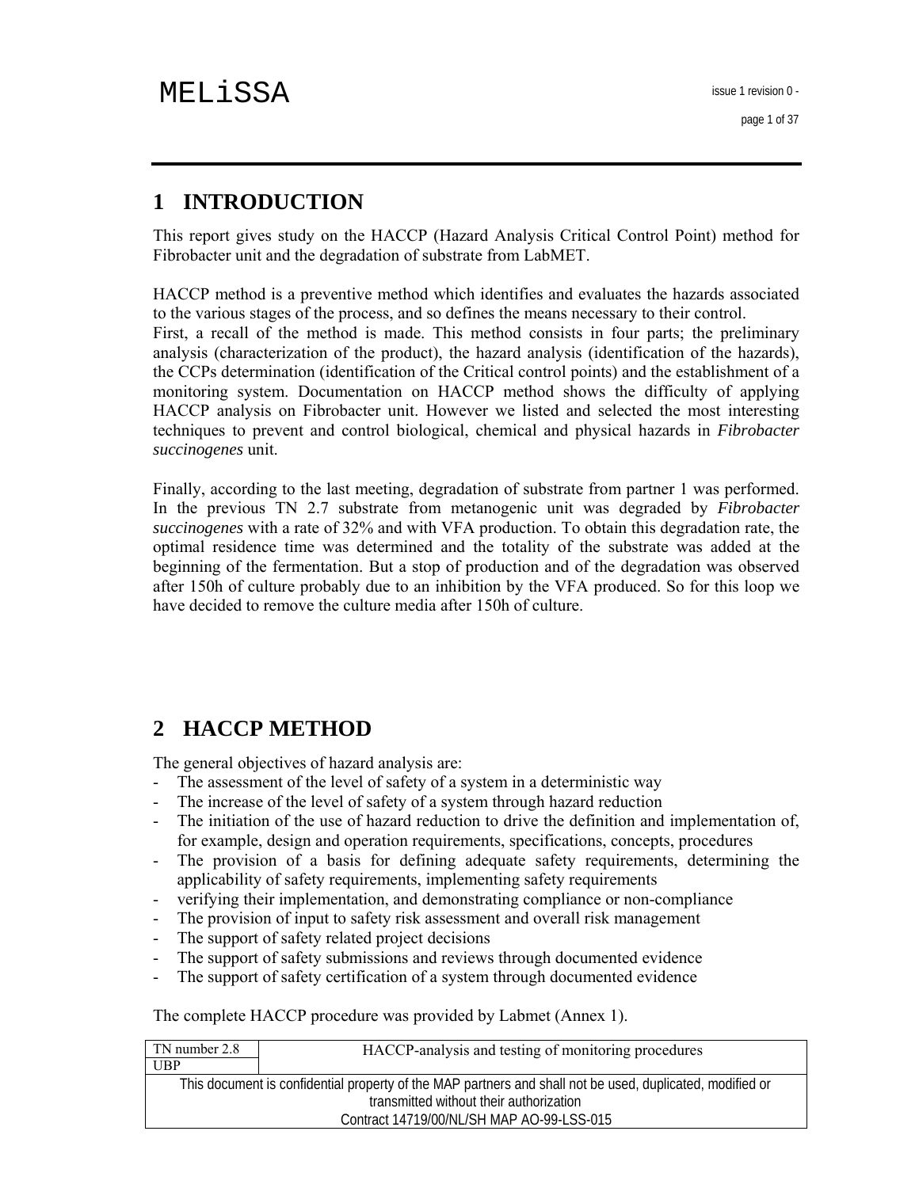# 1 INTRODUCTION

This report gives study on the HACCP (Hazard Analysis Critical Control Point) method for Fibrobacter unit and the degradation of substrate from LabMET.

HACCP method is a preventive method which identifies and evaluates the hazards associated to the various stages of the process, and so defines the means necessary to their control.
First, a recall of the method is made. This method consists in four parts; the preliminary analysis (characterization of the product), the hazard analysis (identification of the hazards), the CCPs determination (identification of the Critical control points) and the establishment of a monitoring system. Documentation on HACCP method shows the difficulty of applying HACCP analysis on Fibrobacter unit. However we listed and selected the most interesting techniques to prevent and control biological, chemical and physical hazards in *Fibrobacter succinogenes* unit.

Finally, according to the last meeting, degradation of substrate from partner 1 was performed. In the previous TN 2.7 substrate from metanogenic unit was degraded by *Fibrobacter succinogenes* with a rate of 32% and with VFA production. To obtain this degradation rate, the optimal residence time was determined and the totality of the substrate was added at the beginning of the fermentation. But a stop of production and of the degradation was observed after 150h of culture probably due to an inhibition by the VFA produced. So for this loop we have decided to remove the culture media after 150h of culture.

# 2 HACCP METHOD

The general objectives of hazard analysis are:

- The assessment of the level of safety of a system in a deterministic way
- The increase of the level of safety of a system through hazard reduction
- The initiation of the use of hazard reduction to drive the definition and implementation of, for example, design and operation requirements, specifications, concepts, procedures
- The provision of a basis for defining adequate safety requirements, determining the applicability of safety requirements, implementing safety requirements
- verifying their implementation, and demonstrating compliance or non-compliance
- The provision of input to safety risk assessment and overall risk management
- The support of safety related project decisions
- The support of safety submissions and reviews through documented evidence
- The support of safety certification of a system through documented evidence

The complete HACCP procedure was provided by Labmet (Annex 1).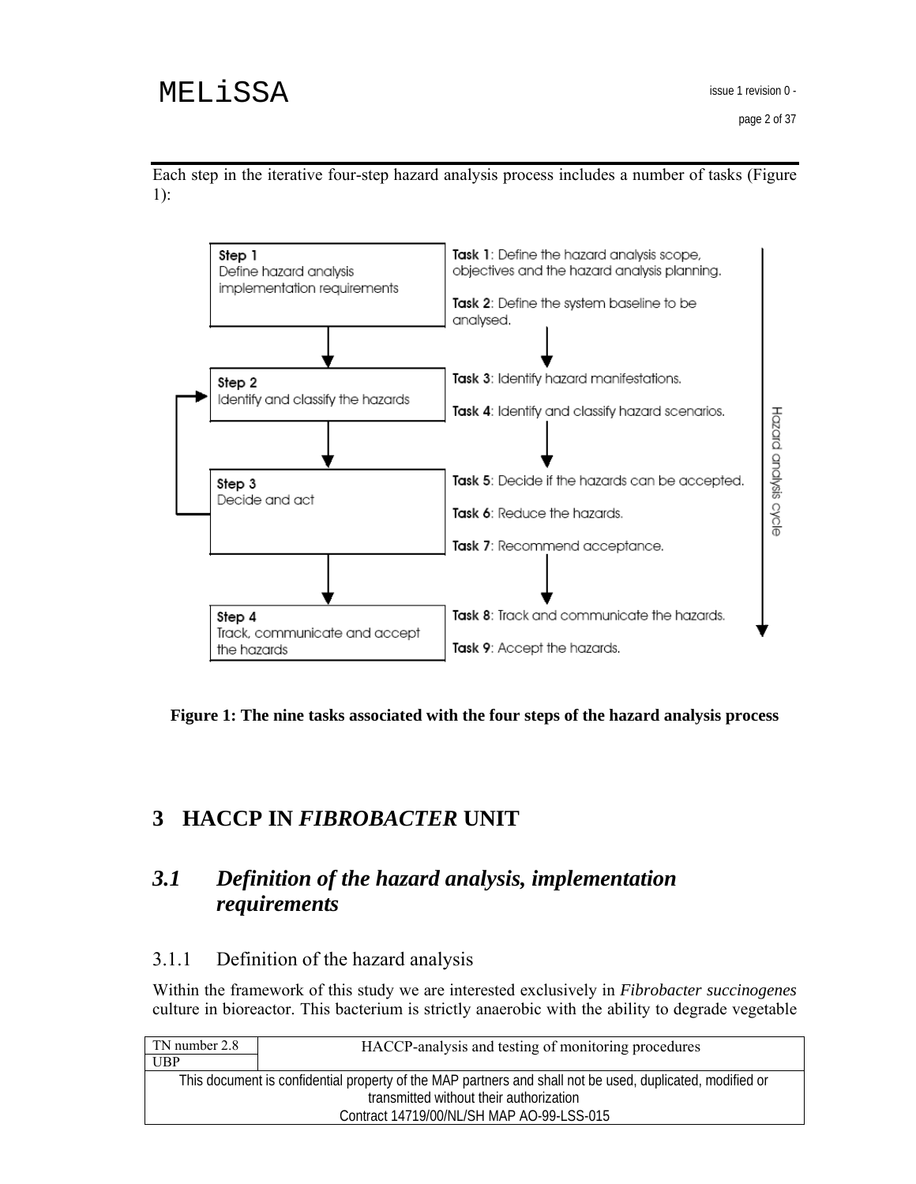Each step in the iterative four-step hazard analysis process includes a number of tasks (Figure 1):

| Step | Tasks |
|---|---|
| **Step 1** Define hazard analysis implementation requirements | **Task 1**: Define the hazard analysis scope, objectives and the hazard analysis planning. **Task 2**: Define the system baseline to be analysed. |
| **Step 2** Identify and classify the hazards | **Task 3**: Identify hazard manifestations. **Task 4**: Identify and classify hazard scenarios. |
| **Step 3** Decide and act | **Task 5**: Decide if the hazards can be accepted. **Task 6**: Reduce the hazards. **Task 7**: Recommend acceptance. |
| **Step 4** Track, communicate and accept the hazards | **Task 8**: Track and communicate the hazards. **Task 9**: Accept the hazards. |

Hazard analysis cycle

**Figure 1: The nine tasks associated with the four steps of the hazard analysis process**

# 3 HACCP IN *FIBROBACTER* UNIT

## *3.1 Definition of the hazard analysis, implementation requirements*

### 3.1.1 Definition of the hazard analysis

Within the framework of this study we are interested exclusively in *Fibrobacter succinogenes* culture in bioreactor. This bacterium is strictly anaerobic with the ability to degrade vegetable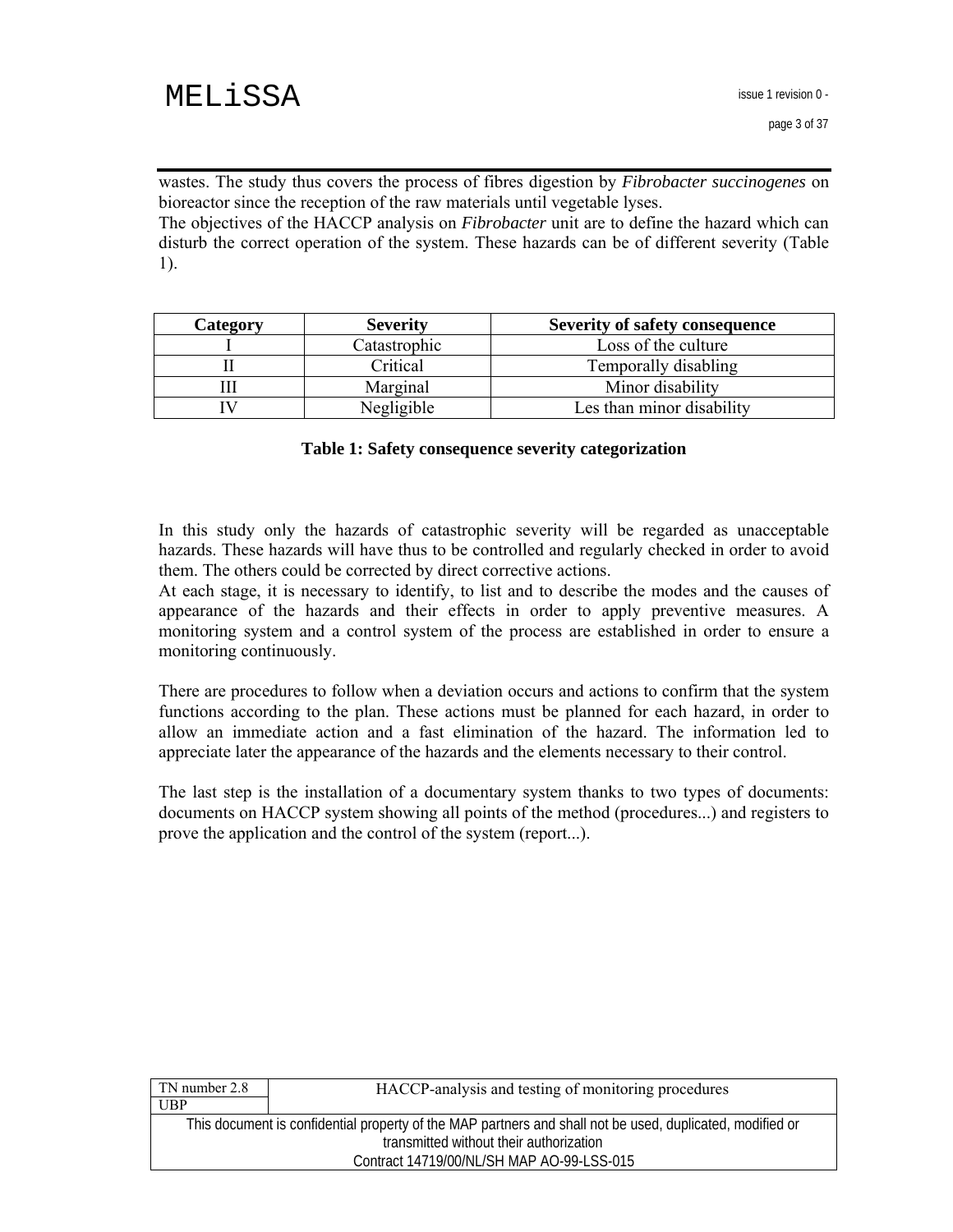wastes. The study thus covers the process of fibres digestion by *Fibrobacter succinogenes* on bioreactor since the reception of the raw materials until vegetable lyses.
The objectives of the HACCP analysis on *Fibrobacter* unit are to define the hazard which can disturb the correct operation of the system. These hazards can be of different severity (Table 1).

| Category | Severity | Severity of safety consequence |
|---|---|---|
| I | Catastrophic | Loss of the culture |
| II | Critical | Temporally disabling |
| III | Marginal | Minor disability |
| IV | Negligible | Les than minor disability |

**Table 1: Safety consequence severity categorization**

In this study only the hazards of catastrophic severity will be regarded as unacceptable hazards. These hazards will have thus to be controlled and regularly checked in order to avoid them. The others could be corrected by direct corrective actions.
At each stage, it is necessary to identify, to list and to describe the modes and the causes of appearance of the hazards and their effects in order to apply preventive measures. A monitoring system and a control system of the process are established in order to ensure a monitoring continuously.

There are procedures to follow when a deviation occurs and actions to confirm that the system functions according to the plan. These actions must be planned for each hazard, in order to allow an immediate action and a fast elimination of the hazard. The information led to appreciate later the appearance of the hazards and the elements necessary to their control.

The last step is the installation of a documentary system thanks to two types of documents: documents on HACCP system showing all points of the method (procedures...) and registers to prove the application and the control of the system (report...).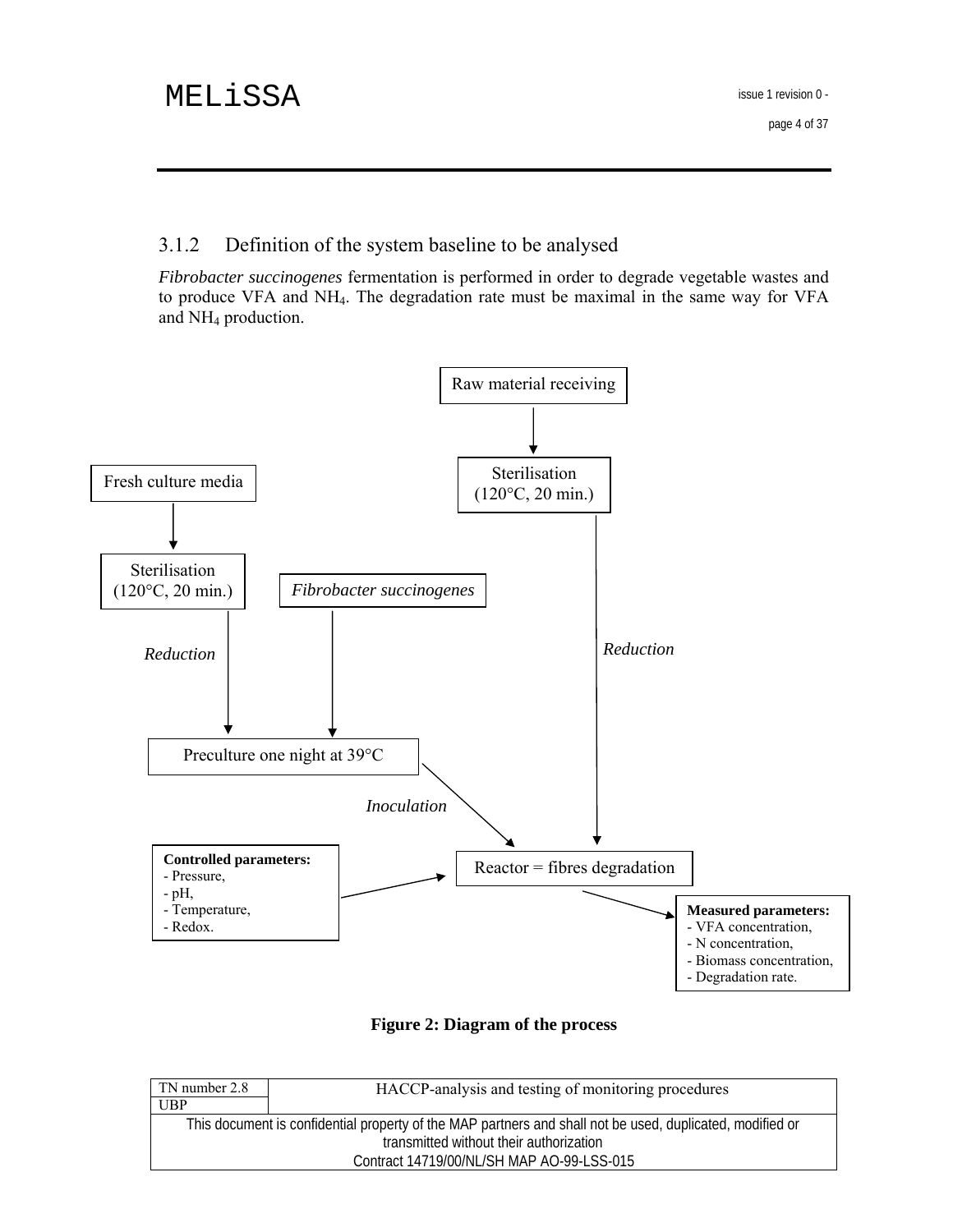### 3.1.2 Definition of the system baseline to be analysed

*Fibrobacter succinogenes* fermentation is performed in order to degrade vegetable wastes and to produce VFA and $NH_4$. The degradation rate must be maximal in the same way for VFA and $NH_4$ production.

Raw material receiving

Sterilisation (120°C, 20 min.)

Fresh culture media

Sterilisation (120°C, 20 min.)

*Fibrobacter succinogenes*

*Reduction*

*Reduction*

Preculture one night at 39°C

*Inoculation*

Reactor = fibres degradation

**Controlled parameters:**
- Pressure,
- pH,
- Temperature,
- Redox.

**Measured parameters:**
- VFA concentration,
- N concentration,
- Biomass concentration,
- Degradation rate.

**Figure 2: Diagram of the process**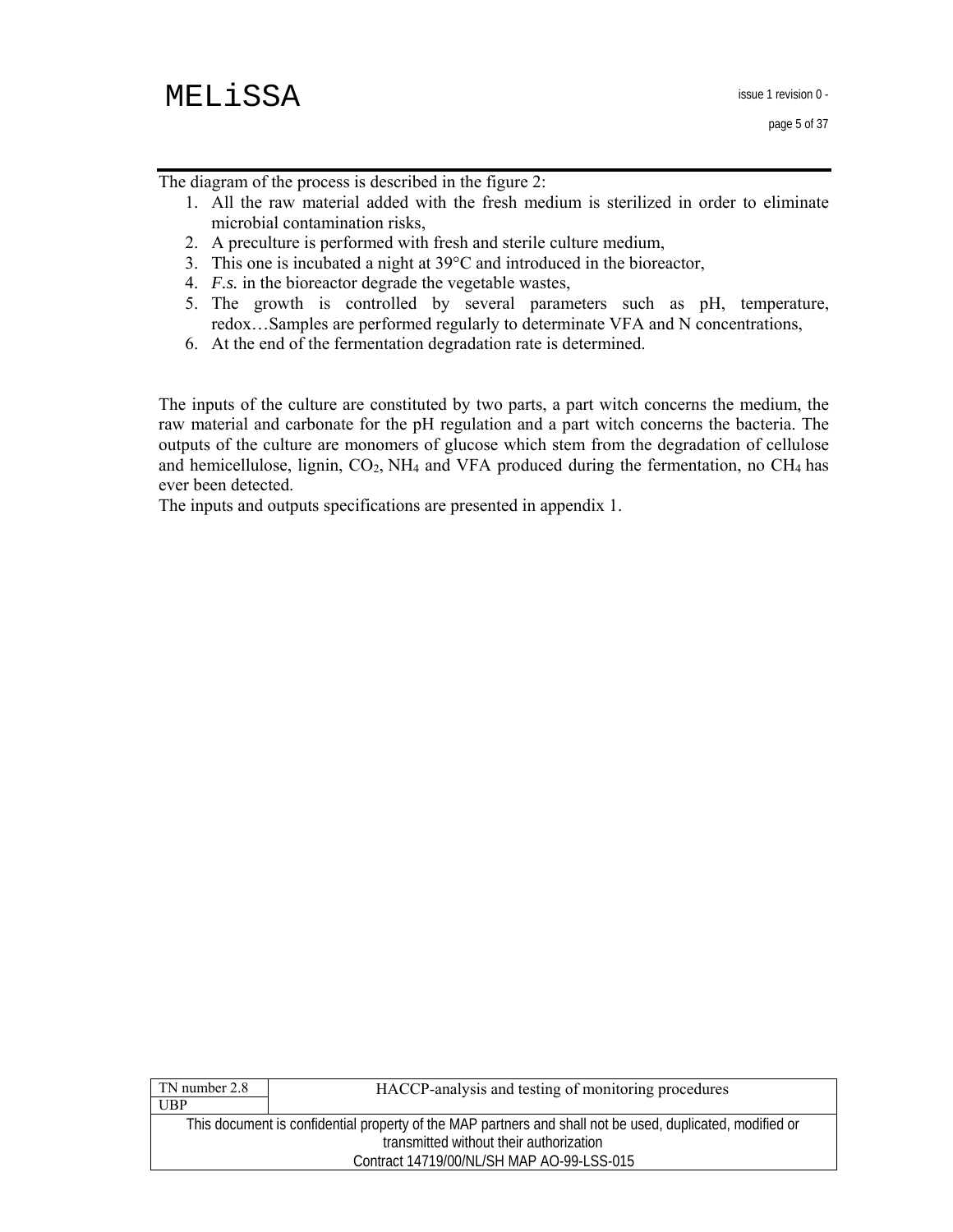The diagram of the process is described in the figure 2:

1. All the raw material added with the fresh medium is sterilized in order to eliminate microbial contamination risks,
2. A preculture is performed with fresh and sterile culture medium,
3. This one is incubated a night at 39°C and introduced in the bioreactor,
4. *F.s.* in the bioreactor degrade the vegetable wastes,
5. The growth is controlled by several parameters such as pH, temperature, redox…Samples are performed regularly to determinate VFA and N concentrations,
6. At the end of the fermentation degradation rate is determined.

The inputs of the culture are constituted by two parts, a part witch concerns the medium, the raw material and carbonate for the pH regulation and a part witch concerns the bacteria. The outputs of the culture are monomers of glucose which stem from the degradation of cellulose and hemicellulose, lignin, $CO_2$, $NH_4$ and VFA produced during the fermentation, no $CH_4$ has ever been detected.

The inputs and outputs specifications are presented in appendix 1.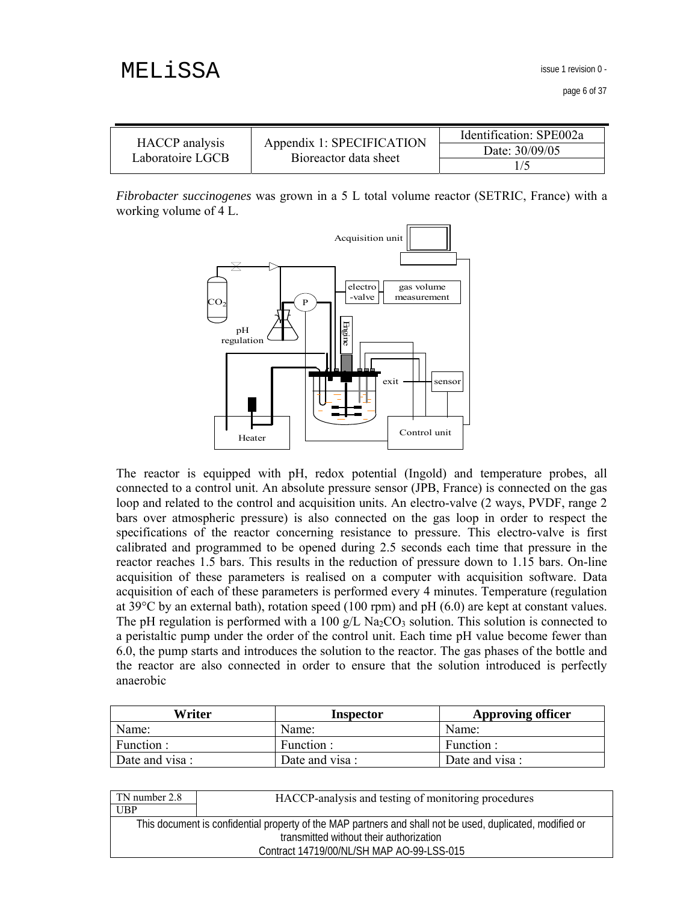| HACCP analysis Laboratoire LGCB | Appendix 1: SPECIFICATION Bioreactor data sheet | Identification: SPE002a |
| --- | --- | --- |
| | | Date: 30/09/05 |
| | | 1/5 |

*Fibrobacter succinogenes* was grown in a 5 L total volume reactor (SETRIC, France) with a working volume of 4 L.

Acquisition unit

electro-valve | gas volume measurement

$CO_2$

P

pH regulation

Engine

exit | sensor

Heater | Control unit

The reactor is equipped with pH, redox potential (Ingold) and temperature probes, all connected to a control unit. An absolute pressure sensor (JPB, France) is connected on the gas loop and related to the control and acquisition units. An electro-valve (2 ways, PVDF, range 2 bars over atmospheric pressure) is also connected on the gas loop in order to respect the specifications of the reactor concerning resistance to pressure. This electro-valve is first calibrated and programmed to be opened during 2.5 seconds each time that pressure in the reactor reaches 1.5 bars. This results in the reduction of pressure down to 1.15 bars. On-line acquisition of these parameters is realised on a computer with acquisition software. Data acquisition of each of these parameters is performed every 4 minutes. Temperature (regulation at 39°C by an external bath), rotation speed (100 rpm) and pH (6.0) are kept at constant values. The pH regulation is performed with a 100 g/L $Na_2CO_3$ solution. This solution is connected to a peristaltic pump under the order of the control unit. Each time pH value become fewer than 6.0, the pump starts and introduces the solution to the reactor. The gas phases of the bottle and the reactor are also connected in order to ensure that the solution introduced is perfectly anaerobic

| Writer | Inspector | Approving officer |
| --- | --- | --- |
| Name: | Name: | Name: |
| Function : | Function : | Function : |
| Date and visa : | Date and visa : | Date and visa : |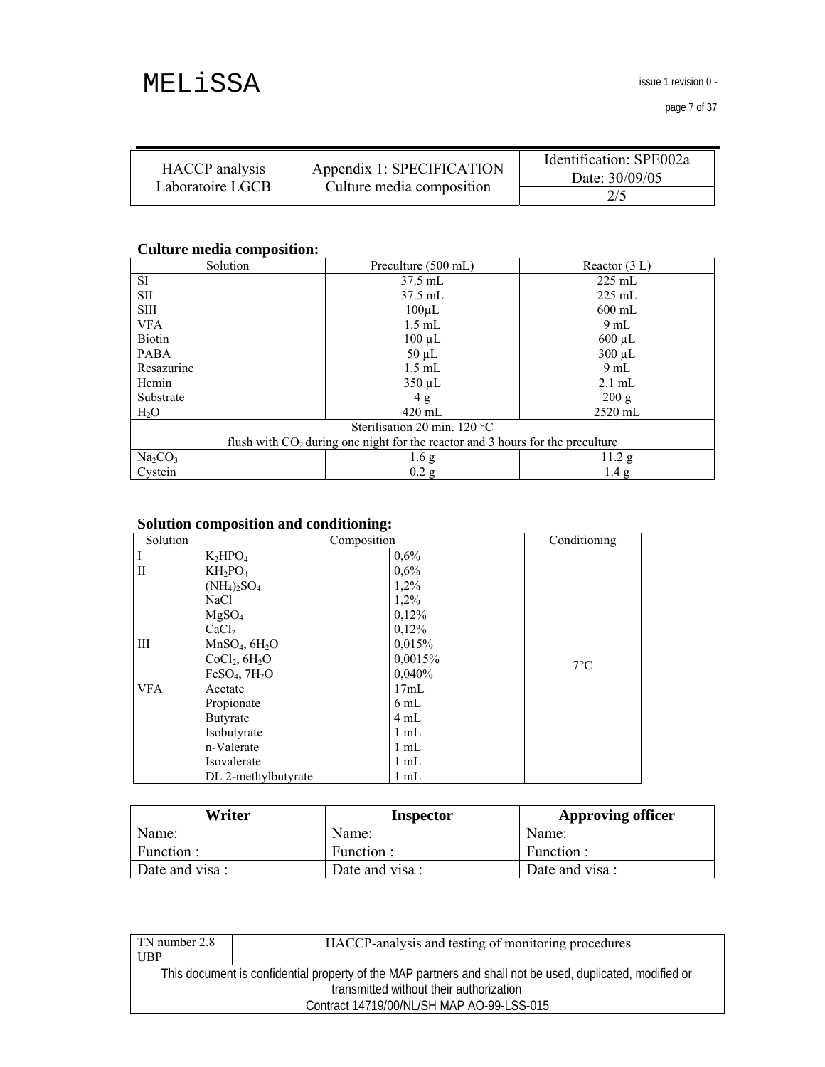| HACCP analysis Laboratoire LGCB | Appendix 1: SPECIFICATION Culture media composition | Identification: SPE002a |
|---|---|---|
| | | Date: 30/09/05 |
| | | 2/5 |

**Culture media composition:**

| Solution | Preculture (500 mL) | Reactor (3 L) |
|---|---|---|
| SI | 37.5 mL | 225 mL |
| SII | 37.5 mL | 225 mL |
| SIII | 100µL | 600 mL |
| VFA | 1.5 mL | 9 mL |
| Biotin | 100 µL | 600 µL |
| PABA | 50 µL | 300 µL |
| Resazurine | 1.5 mL | 9 mL |
| Hemin | 350 µL | 2.1 mL |
| Substrate | 4 g | 200 g |
| $H_2O$ | 420 mL | 2520 mL |
| Sterilisation 20 min. 120 °C flush with $CO_2$ during one night for the reactor and 3 hours for the preculture | | |
| $Na_2CO_3$ | 1.6 g | 11.2 g |
| Cystein | 0.2 g | 1.4 g |

**Solution composition and conditioning:**

| Solution | Composition | | Conditioning |
|---|---|---|---|
| I | $K_2HPO_4$ | 0,6% | 7°C |
| II | $KH_2PO_4$ | 0,6% | |
| | $(NH_4)_2SO_4$ | 1,2% | |
| | NaCl | 1,2% | |
| | $MgSO_4$ | 0,12% | |
| | $CaCl_2$ | 0,12% | |
| III | $MnSO_4$, $6H_2O$ | 0,015% | |
| | $CoCl_2$, $6H_2O$ | 0,0015% | |
| | $FeSO_4$, $7H_2O$ | 0,040% | |
| VFA | Acetate | 17mL | |
| | Propionate | 6 mL | |
| | Butyrate | 4 mL | |
| | Isobutyrate | 1 mL | |
| | n-Valerate | 1 mL | |
| | Isovalerate | 1 mL | |
| | DL 2-methylbutyrate | 1 mL | |

| Writer | Inspector | Approving officer |
|---|---|---|
| Name: | Name: | Name: |
| Function : | Function : | Function : |
| Date and visa : | Date and visa : | Date and visa : |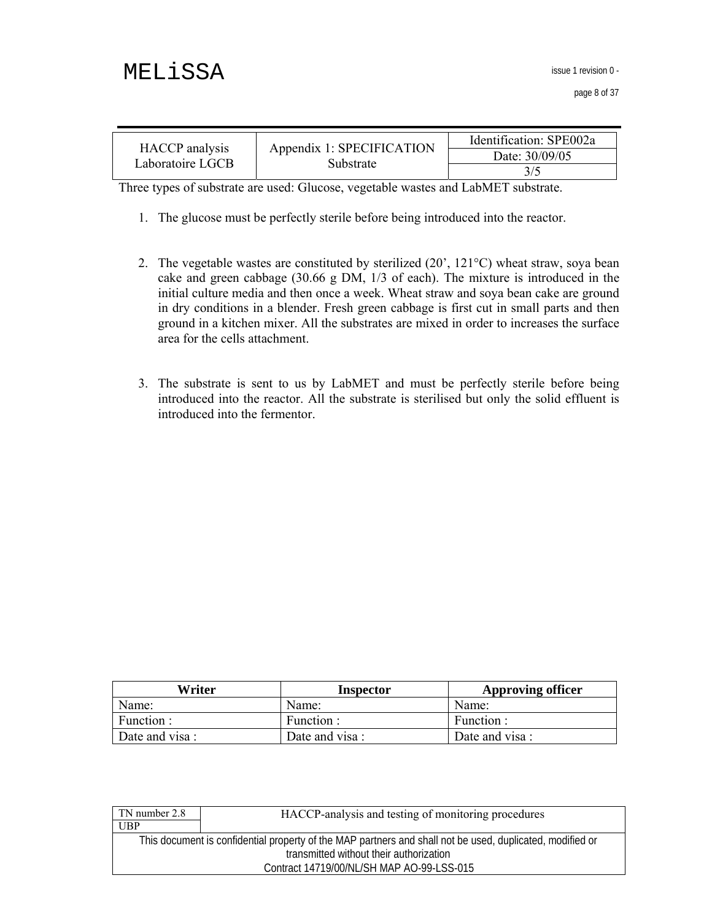| HACCP analysis Laboratoire LGCB | Appendix 1: SPECIFICATION Substrate | Identification: SPE002a |
|---|---|---|
| | | Date: 30/09/05 |
| | | 3/5 |

Three types of substrate are used: Glucose, vegetable wastes and LabMET substrate.

1. The glucose must be perfectly sterile before being introduced into the reactor.

2. The vegetable wastes are constituted by sterilized (20', 121°C) wheat straw, soya bean cake and green cabbage (30.66 g DM, 1/3 of each). The mixture is introduced in the initial culture media and then once a week. Wheat straw and soya bean cake are ground in dry conditions in a blender. Fresh green cabbage is first cut in small parts and then ground in a kitchen mixer. All the substrates are mixed in order to increases the surface area for the cells attachment.

3. The substrate is sent to us by LabMET and must be perfectly sterile before being introduced into the reactor. All the substrate is sterilised but only the solid effluent is introduced into the fermentor.

| Writer | Inspector | Approving officer |
|---|---|---|
| Name: | Name: | Name: |
| Function : | Function : | Function : |
| Date and visa : | Date and visa : | Date and visa : |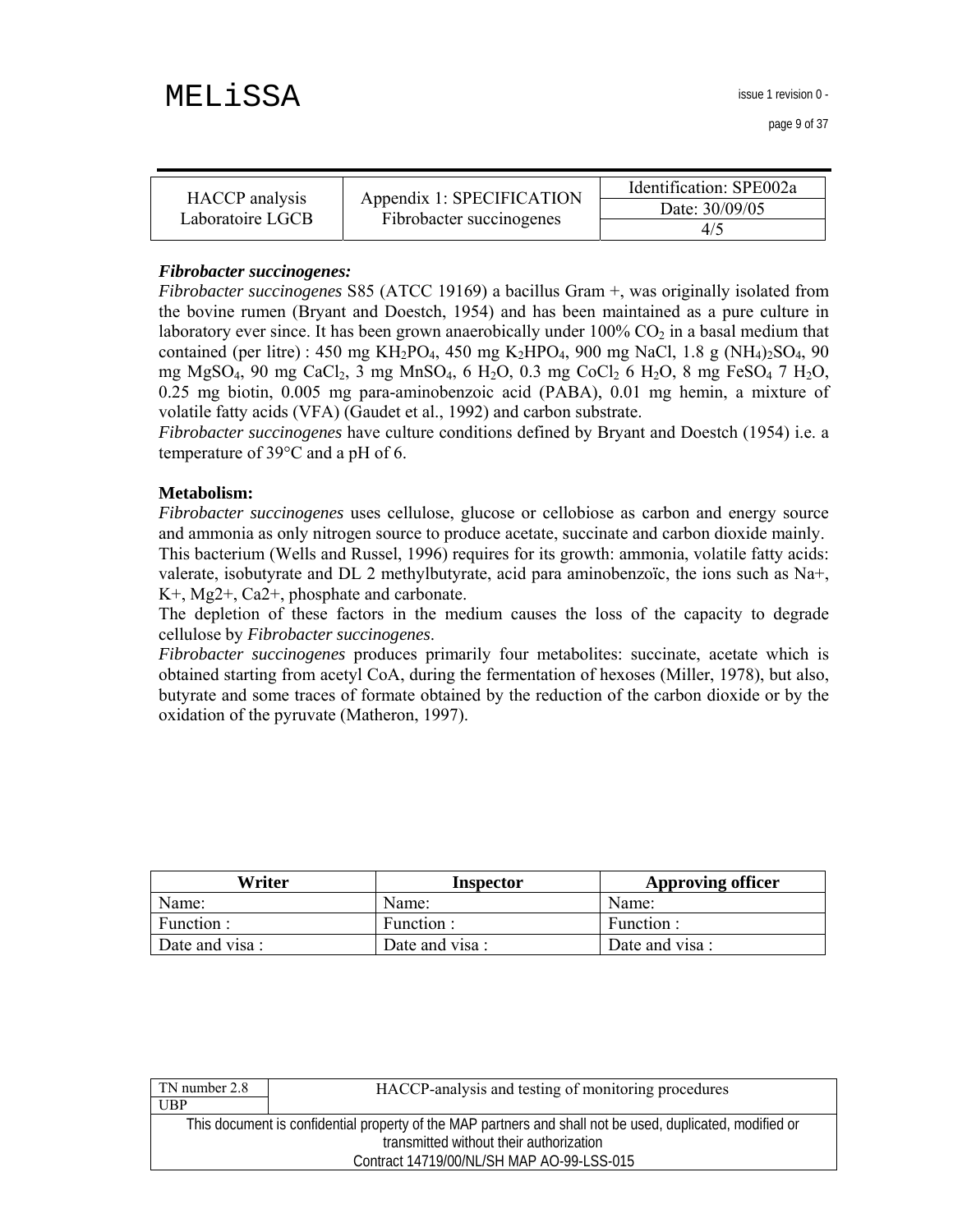| HACCP analysis Laboratoire LGCB | Appendix 1: SPECIFICATION Fibrobacter succinogenes | Identification: SPE002a |
|---|---|---|
| | | Date: 30/09/05 |
| | | 4/5 |

***Fibrobacter succinogenes:***

*Fibrobacter succinogenes* S85 (ATCC 19169) a bacillus Gram +, was originally isolated from the bovine rumen (Bryant and Doestch, 1954) and has been maintained as a pure culture in laboratory ever since. It has been grown anaerobically under 100% $CO_2$ in a basal medium that contained (per litre) : 450 mg $KH_2PO_4$, 450 mg $K_2HPO_4$, 900 mg NaCl, 1.8 g $(NH_4)_2SO_4$, 90 mg $MgSO_4$, 90 mg $CaCl_2$, 3 mg $MnSO_4$, 6 $H_2O$, 0.3 mg $CoCl_2$ 6 $H_2O$, 8 mg $FeSO_4$ 7 $H_2O$, 0.25 mg biotin, 0.005 mg para-aminobenzoic acid (PABA), 0.01 mg hemin, a mixture of volatile fatty acids (VFA) (Gaudet et al., 1992) and carbon substrate.

*Fibrobacter succinogenes* have culture conditions defined by Bryant and Doestch (1954) i.e. a temperature of 39°C and a pH of 6.

**Metabolism:**

*Fibrobacter succinogenes* uses cellulose, glucose or cellobiose as carbon and energy source and ammonia as only nitrogen source to produce acetate, succinate and carbon dioxide mainly.

This bacterium (Wells and Russel, 1996) requires for its growth: ammonia, volatile fatty acids: valerate, isobutyrate and DL 2 methylbutyrate, acid para aminobenzoïc, the ions such as Na+, K+, Mg2+, Ca2+, phosphate and carbonate.

The depletion of these factors in the medium causes the loss of the capacity to degrade cellulose by *Fibrobacter succinogenes*.

*Fibrobacter succinogenes* produces primarily four metabolites: succinate, acetate which is obtained starting from acetyl CoA, during the fermentation of hexoses (Miller, 1978), but also, butyrate and some traces of formate obtained by the reduction of the carbon dioxide or by the oxidation of the pyruvate (Matheron, 1997).

| Writer | Inspector | Approving officer |
|---|---|---|
| Name: | Name: | Name: |
| Function : | Function : | Function : |
| Date and visa : | Date and visa : | Date and visa : |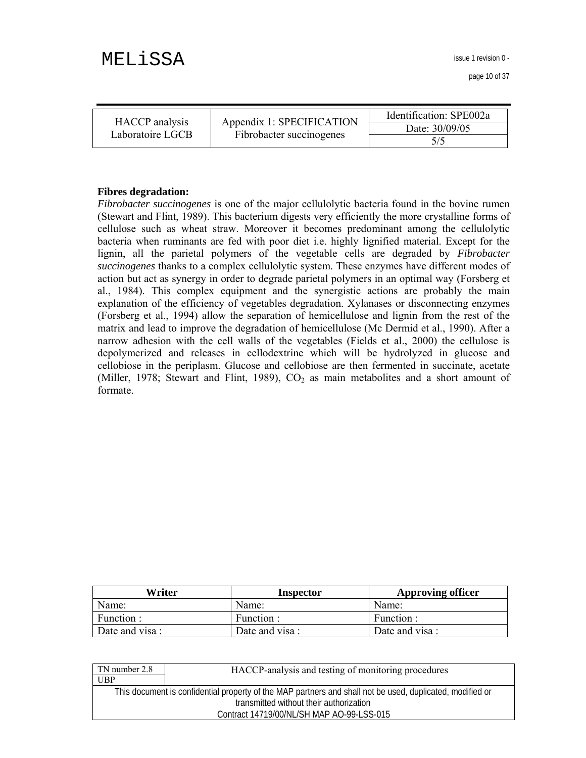| HACCP analysis Laboratoire LGCB | Appendix 1: SPECIFICATION Fibrobacter succinogenes | Identification: SPE002a |
| --- | --- | --- |
| | | Date: 30/09/05 |
| | | 5/5 |

**Fibres degradation:**
*Fibrobacter succinogenes* is one of the major cellulolytic bacteria found in the bovine rumen (Stewart and Flint, 1989). This bacterium digests very efficiently the more crystalline forms of cellulose such as wheat straw. Moreover it becomes predominant among the cellulolytic bacteria when ruminants are fed with poor diet i.e. highly lignified material. Except for the lignin, all the parietal polymers of the vegetable cells are degraded by *Fibrobacter succinogenes* thanks to a complex cellulolytic system. These enzymes have different modes of action but act as synergy in order to degrade parietal polymers in an optimal way (Forsberg et al., 1984). This complex equipment and the synergistic actions are probably the main explanation of the efficiency of vegetables degradation. Xylanases or disconnecting enzymes (Forsberg et al., 1994) allow the separation of hemicellulose and lignin from the rest of the matrix and lead to improve the degradation of hemicellulose (Mc Dermid et al., 1990). After a narrow adhesion with the cell walls of the vegetables (Fields et al., 2000) the cellulose is depolymerized and releases in cellodextrine which will be hydrolyzed in glucose and cellobiose in the periplasm. Glucose and cellobiose are then fermented in succinate, acetate (Miller, 1978; Stewart and Flint, 1989), $CO_2$ as main metabolites and a short amount of formate.

| Writer | Inspector | Approving officer |
| --- | --- | --- |
| Name: | Name: | Name: |
| Function : | Function : | Function : |
| Date and visa : | Date and visa : | Date and visa : |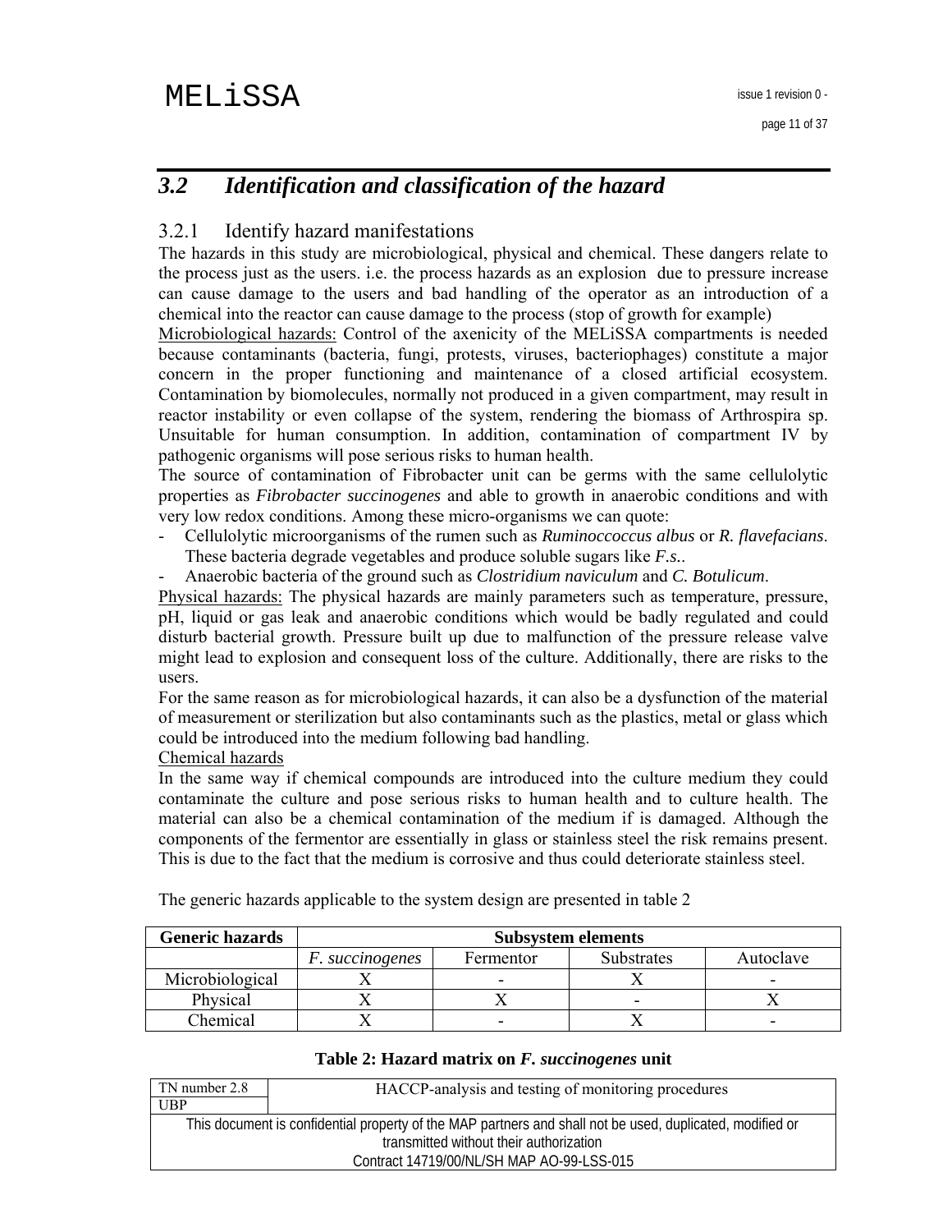## 3.2 *Identification and classification of the hazard*

### 3.2.1 Identify hazard manifestations

The hazards in this study are microbiological, physical and chemical. These dangers relate to the process just as the users. i.e. the process hazards as an explosion due to pressure increase can cause damage to the users and bad handling of the operator as an introduction of a chemical into the reactor can cause damage to the process (stop of growth for example)

Microbiological hazards: Control of the axenicity of the MELiSSA compartments is needed because contaminants (bacteria, fungi, protests, viruses, bacteriophages) constitute a major concern in the proper functioning and maintenance of a closed artificial ecosystem. Contamination by biomolecules, normally not produced in a given compartment, may result in reactor instability or even collapse of the system, rendering the biomass of Arthrospira sp. Unsuitable for human consumption. In addition, contamination of compartment IV by pathogenic organisms will pose serious risks to human health.

The source of contamination of Fibrobacter unit can be germs with the same cellulolytic properties as *Fibrobacter succinogenes* and able to growth in anaerobic conditions and with very low redox conditions. Among these micro-organisms we can quote:

- Cellulolytic microorganisms of the rumen such as *Ruminoccoccus albus* or *R. flavefacians*. These bacteria degrade vegetables and produce soluble sugars like *F.s.*.
- Anaerobic bacteria of the ground such as *Clostridium naviculum* and *C. Botulicum*.

Physical hazards: The physical hazards are mainly parameters such as temperature, pressure, pH, liquid or gas leak and anaerobic conditions which would be badly regulated and could disturb bacterial growth. Pressure built up due to malfunction of the pressure release valve might lead to explosion and consequent loss of the culture. Additionally, there are risks to the users.

For the same reason as for microbiological hazards, it can also be a dysfunction of the material of measurement or sterilization but also contaminants such as the plastics, metal or glass which could be introduced into the medium following bad handling.

Chemical hazards

In the same way if chemical compounds are introduced into the culture medium they could contaminate the culture and pose serious risks to human health and to culture health. The material can also be a chemical contamination of the medium if is damaged. Although the components of the fermentor are essentially in glass or stainless steel the risk remains present. This is due to the fact that the medium is corrosive and thus could deteriorate stainless steel.

The generic hazards applicable to the system design are presented in table 2

| Generic hazards | Subsystem elements | | | |
|---|---|---|---|---|
| | *F. succinogenes* | Fermentor | Substrates | Autoclave |
| Microbiological | X | - | X | - |
| Physical | X | X | - | X |
| Chemical | X | - | X | - |

**Table 2: Hazard matrix on *F. succinogenes* unit**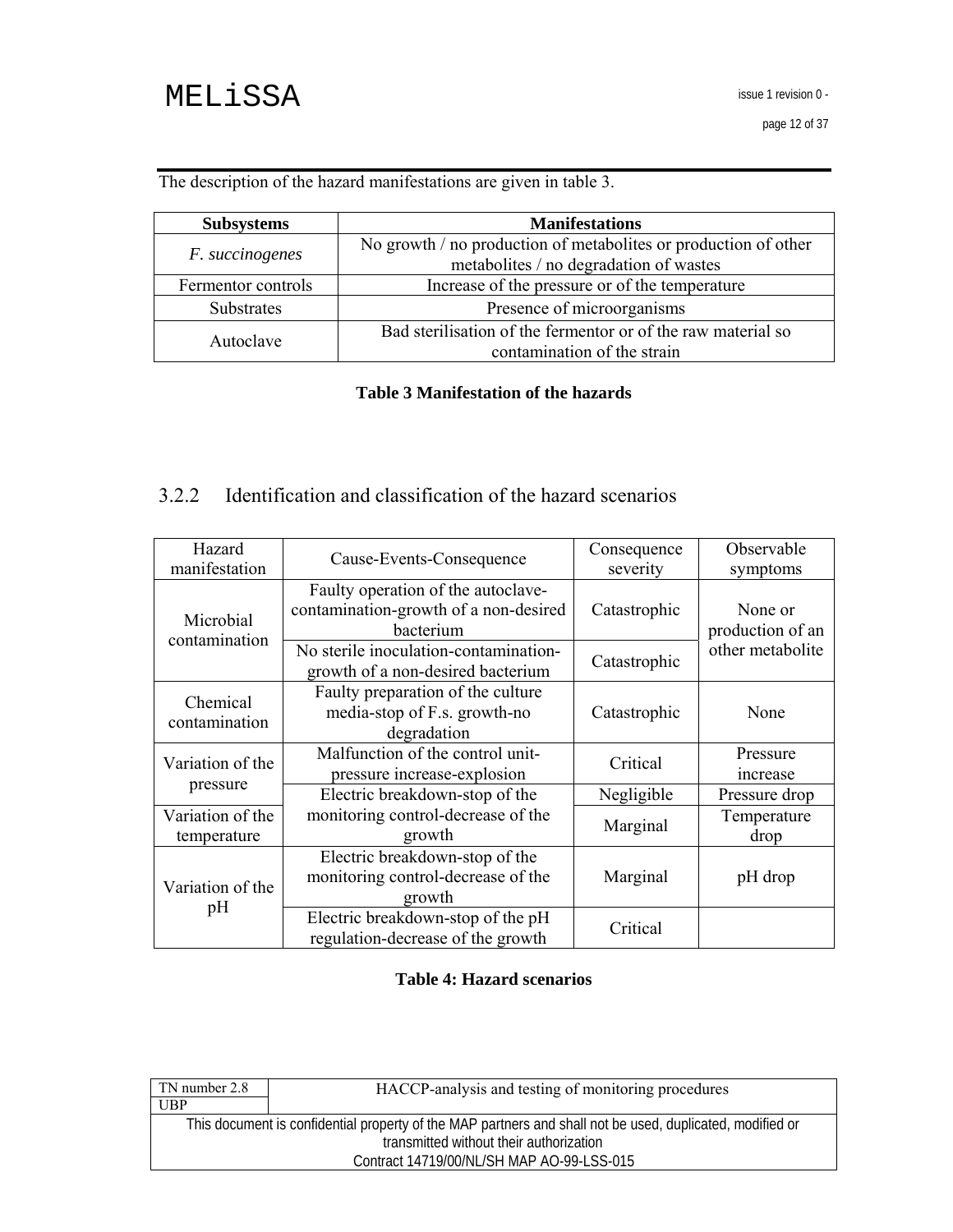The description of the hazard manifestations are given in table 3.

| Subsystems | Manifestations |
|---|---|
| *F. succinogenes* | No growth / no production of metabolites or production of other metabolites / no degradation of wastes |
| Fermentor controls | Increase of the pressure or of the temperature |
| Substrates | Presence of microorganisms |
| Autoclave | Bad sterilisation of the fermentor or of the raw material so contamination of the strain |

**Table 3 Manifestation of the hazards**

### 3.2.2 Identification and classification of the hazard scenarios

| Hazard manifestation | Cause-Events-Consequence | Consequence severity | Observable symptoms |
|---|---|---|---|
| Microbial contamination | Faulty operation of the autoclave-contamination-growth of a non-desired bacterium | Catastrophic | None or production of an other metabolite |
| | No sterile inoculation-contamination-growth of a non-desired bacterium | Catastrophic | |
| Chemical contamination | Faulty preparation of the culture media-stop of F.s. growth-no degradation | Catastrophic | None |
| Variation of the pressure | Malfunction of the control unit-pressure increase-explosion | Critical | Pressure increase |
| | Electric breakdown-stop of the monitoring control-decrease of the growth | Negligible | Pressure drop |
| Variation of the temperature | | Marginal | Temperature drop |
| Variation of the pH | Electric breakdown-stop of the monitoring control-decrease of the growth | Marginal | pH drop |
| | Electric breakdown-stop of the pH regulation-decrease of the growth | Critical | |

**Table 4: Hazard scenarios**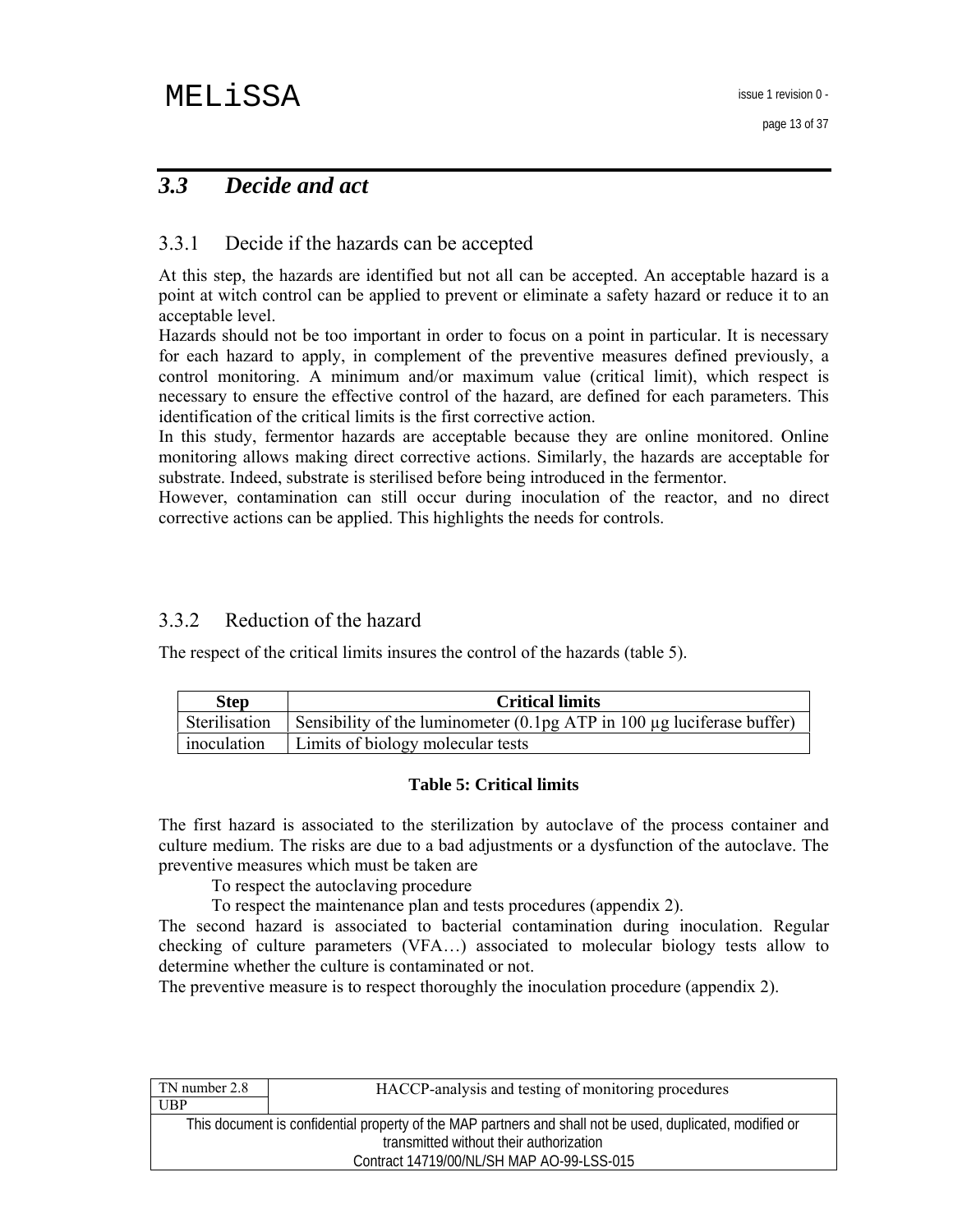## 3.3 *Decide and act*

### 3.3.1 Decide if the hazards can be accepted

At this step, the hazards are identified but not all can be accepted. An acceptable hazard is a point at witch control can be applied to prevent or eliminate a safety hazard or reduce it to an acceptable level.

Hazards should not be too important in order to focus on a point in particular. It is necessary for each hazard to apply, in complement of the preventive measures defined previously, a control monitoring. A minimum and/or maximum value (critical limit), which respect is necessary to ensure the effective control of the hazard, are defined for each parameters. This identification of the critical limits is the first corrective action.

In this study, fermentor hazards are acceptable because they are online monitored. Online monitoring allows making direct corrective actions. Similarly, the hazards are acceptable for substrate. Indeed, substrate is sterilised before being introduced in the fermentor.

However, contamination can still occur during inoculation of the reactor, and no direct corrective actions can be applied. This highlights the needs for controls.

### 3.3.2 Reduction of the hazard

The respect of the critical limits insures the control of the hazards (table 5).

| Step | Critical limits |
|---|---|
| Sterilisation | Sensibility of the luminometer (0.1pg ATP in 100 µg luciferase buffer) |
| inoculation | Limits of biology molecular tests |

**Table 5: Critical limits**

The first hazard is associated to the sterilization by autoclave of the process container and culture medium. The risks are due to a bad adjustments or a dysfunction of the autoclave. The preventive measures which must be taken are

To respect the autoclaving procedure

To respect the maintenance plan and tests procedures (appendix 2).

The second hazard is associated to bacterial contamination during inoculation. Regular checking of culture parameters (VFA…) associated to molecular biology tests allow to determine whether the culture is contaminated or not.

The preventive measure is to respect thoroughly the inoculation procedure (appendix 2).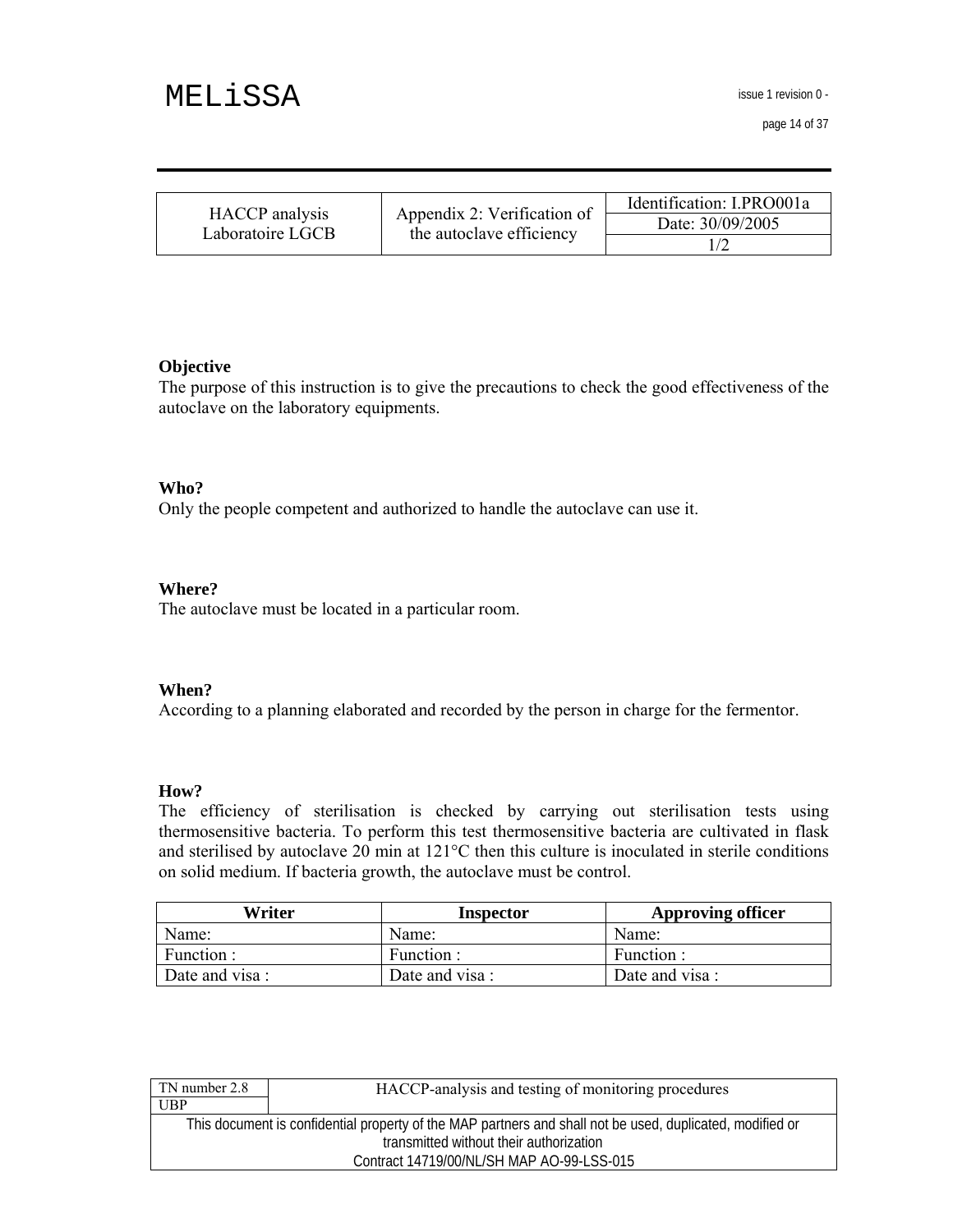| HACCP analysis Laboratoire LGCB | Appendix 2: Verification of the autoclave efficiency | Identification: I.PRO001a |
|---|---|---|
| | | Date: 30/09/2005 |
| | | 1/2 |

**Objective**
The purpose of this instruction is to give the precautions to check the good effectiveness of the autoclave on the laboratory equipments.

**Who?**
Only the people competent and authorized to handle the autoclave can use it.

**Where?**
The autoclave must be located in a particular room.

**When?**
According to a planning elaborated and recorded by the person in charge for the fermentor.

**How?**
The efficiency of sterilisation is checked by carrying out sterilisation tests using thermosensitive bacteria. To perform this test thermosensitive bacteria are cultivated in flask and sterilised by autoclave 20 min at 121°C then this culture is inoculated in sterile conditions on solid medium. If bacteria growth, the autoclave must be control.

| Writer | Inspector | Approving officer |
|---|---|---|
| Name: | Name: | Name: |
| Function : | Function : | Function : |
| Date and visa : | Date and visa : | Date and visa : |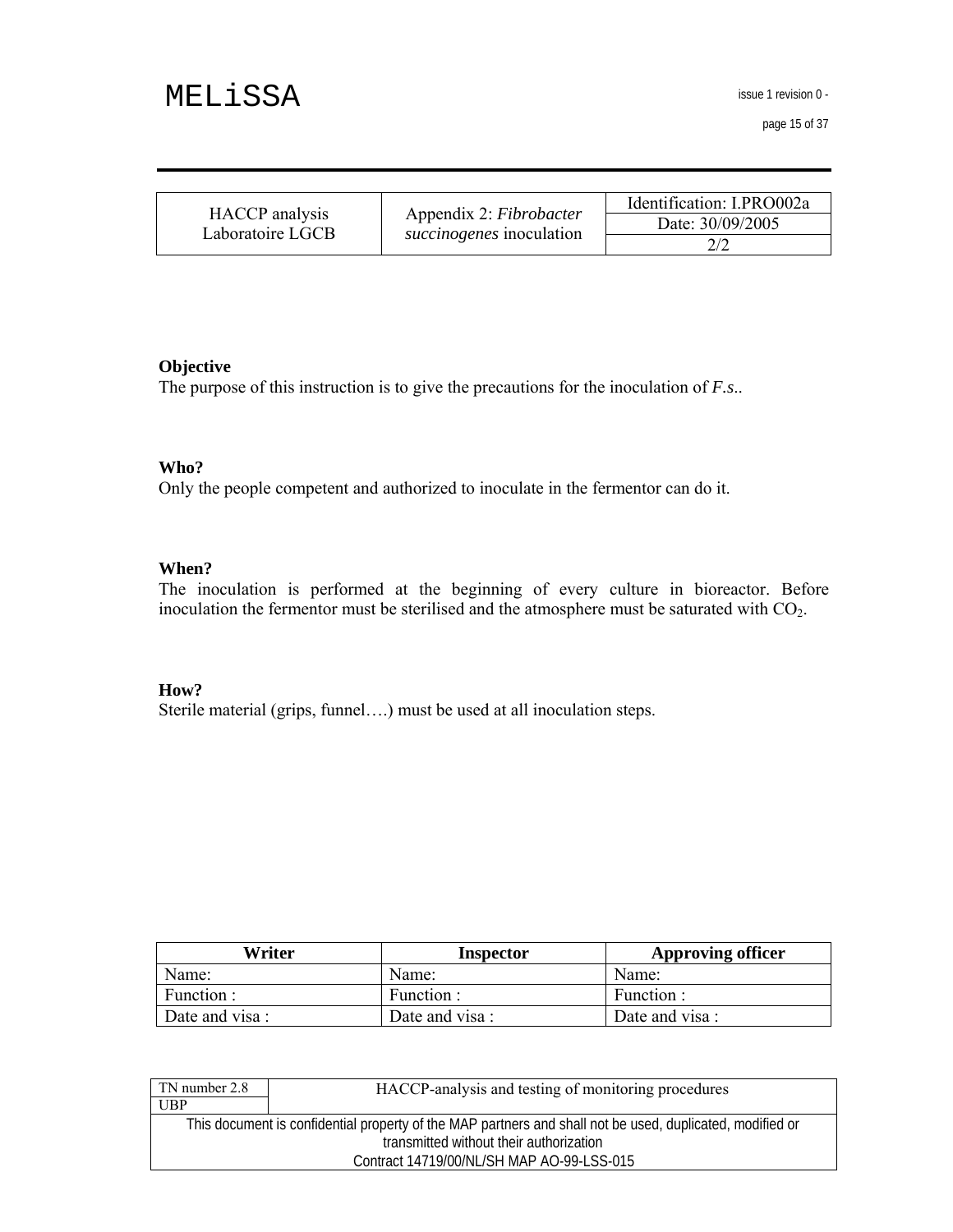| HACCP analysis Laboratoire LGCB | Appendix 2: *Fibrobacter succinogenes* inoculation | Identification: I.PRO002a |
|---|---|---|
| | | Date: 30/09/2005 |
| | | 2/2 |

**Objective**
The purpose of this instruction is to give the precautions for the inoculation of *F.s.*.

**Who?**
Only the people competent and authorized to inoculate in the fermentor can do it.

**When?**
The inoculation is performed at the beginning of every culture in bioreactor. Before inoculation the fermentor must be sterilised and the atmosphere must be saturated with $CO_2$.

**How?**
Sterile material (grips, funnel….) must be used at all inoculation steps.

| Writer | Inspector | Approving officer |
|---|---|---|
| Name: | Name: | Name: |
| Function : | Function : | Function : |
| Date and visa : | Date and visa : | Date and visa : |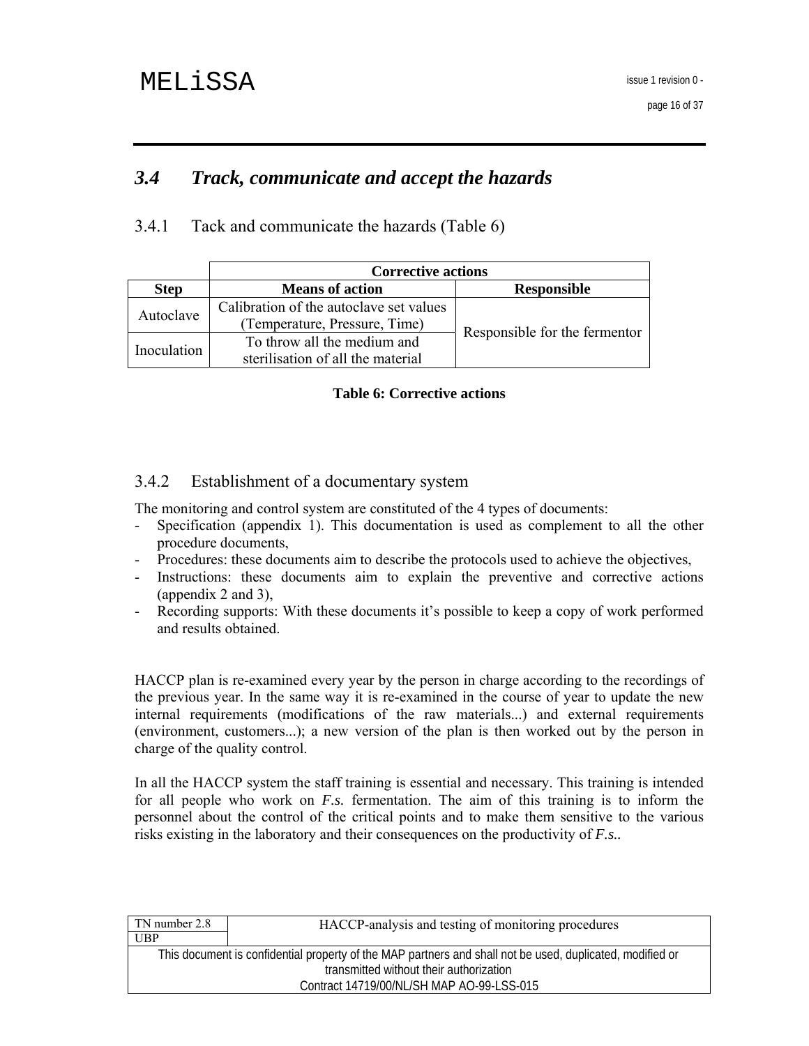## 3.4 *Track, communicate and accept the hazards*

### 3.4.1 Tack and communicate the hazards (Table 6)

| | Corrective actions | |
|---|---|---|
| **Step** | **Means of action** | **Responsible** |
| Autoclave | Calibration of the autoclave set values (Temperature, Pressure, Time) | Responsible for the fermentor |
| Inoculation | To throw all the medium and sterilisation of all the material | |

**Table 6: Corrective actions**

### 3.4.2 Establishment of a documentary system

The monitoring and control system are constituted of the 4 types of documents:

- Specification (appendix 1). This documentation is used as complement to all the other procedure documents,
- Procedures: these documents aim to describe the protocols used to achieve the objectives,
- Instructions: these documents aim to explain the preventive and corrective actions (appendix 2 and 3),
- Recording supports: With these documents it's possible to keep a copy of work performed and results obtained.

HACCP plan is re-examined every year by the person in charge according to the recordings of the previous year. In the same way it is re-examined in the course of year to update the new internal requirements (modifications of the raw materials...) and external requirements (environment, customers...); a new version of the plan is then worked out by the person in charge of the quality control.

In all the HACCP system the staff training is essential and necessary. This training is intended for all people who work on ***F.s.*** fermentation. The aim of this training is to inform the personnel about the control of the critical points and to make them sensitive to the various risks existing in the laboratory and their consequences on the productivity of ***F.s.***.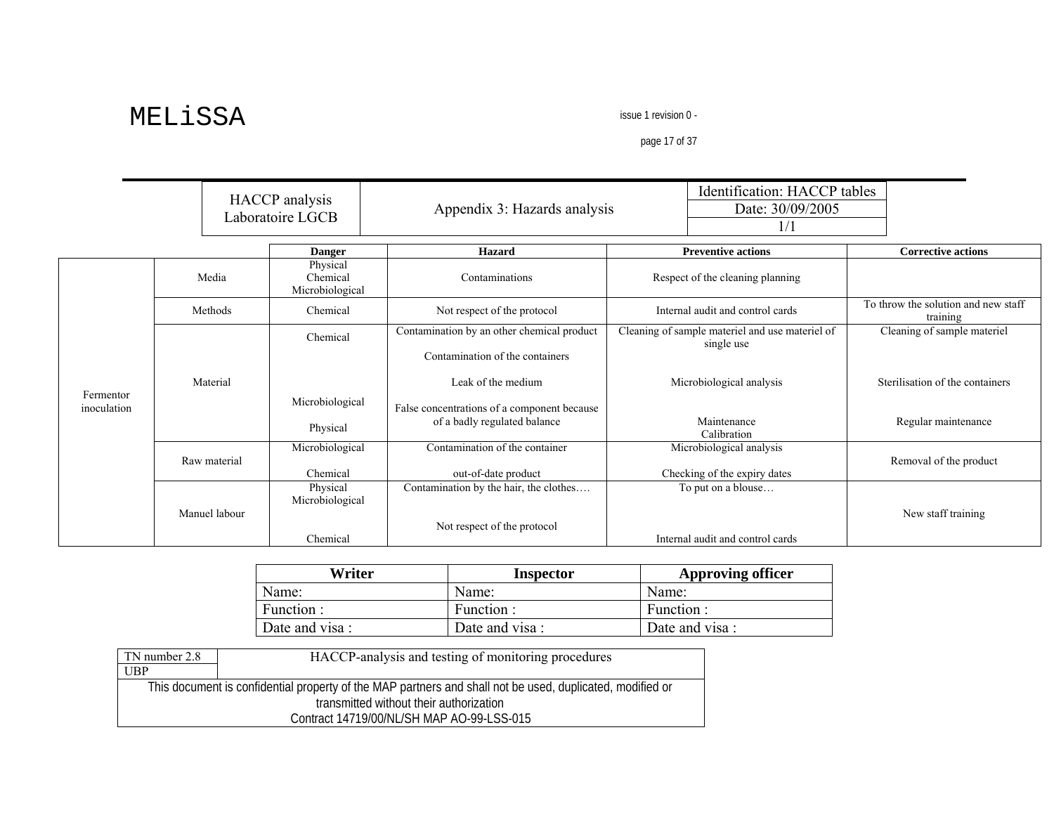| HACCP analysis Laboratoire LGCB | Appendix 3: Hazards analysis | Identification: HACCP tables |
| --- | --- | --- |
| | | Date: 30/09/2005 |
| | | 1/1 |

| | | Danger | Hazard | Preventive actions | Corrective actions |
| --- | --- | --- | --- | --- | --- |
| Fermentor inoculation | Media | Physical<br>Chemical<br>Microbiological | Contaminations | Respect of the cleaning planning | |
| | Methods | Chemical | Not respect of the protocol | Internal audit and control cards | To throw the solution and new staff training |
| | Material | Chemical<br><br>Microbiological<br><br>Physical | Contamination by an other chemical product<br><br>Contamination of the containers<br><br>Leak of the medium<br><br>False concentrations of a component because of a badly regulated balance | Cleaning of sample materiel and use materiel of single use<br><br>Microbiological analysis<br><br>Maintenance<br>Calibration | Cleaning of sample materiel<br><br>Sterilisation of the containers<br><br>Regular maintenance |
| | Raw material | Microbiological<br><br>Chemical | Contamination of the container<br><br>out-of-date product | Microbiological analysis<br><br>Checking of the expiry dates | Removal of the product |
| | Manuel labour | Physical<br>Microbiological<br><br>Chemical | Contamination by the hair, the clothes….<br><br>Not respect of the protocol | To put on a blouse…<br><br>Internal audit and control cards | New staff training |

| Writer | Inspector | Approving officer |
| --- | --- | --- |
| Name: | Name: | Name: |
| Function : | Function : | Function : |
| Date and visa : | Date and visa : | Date and visa : |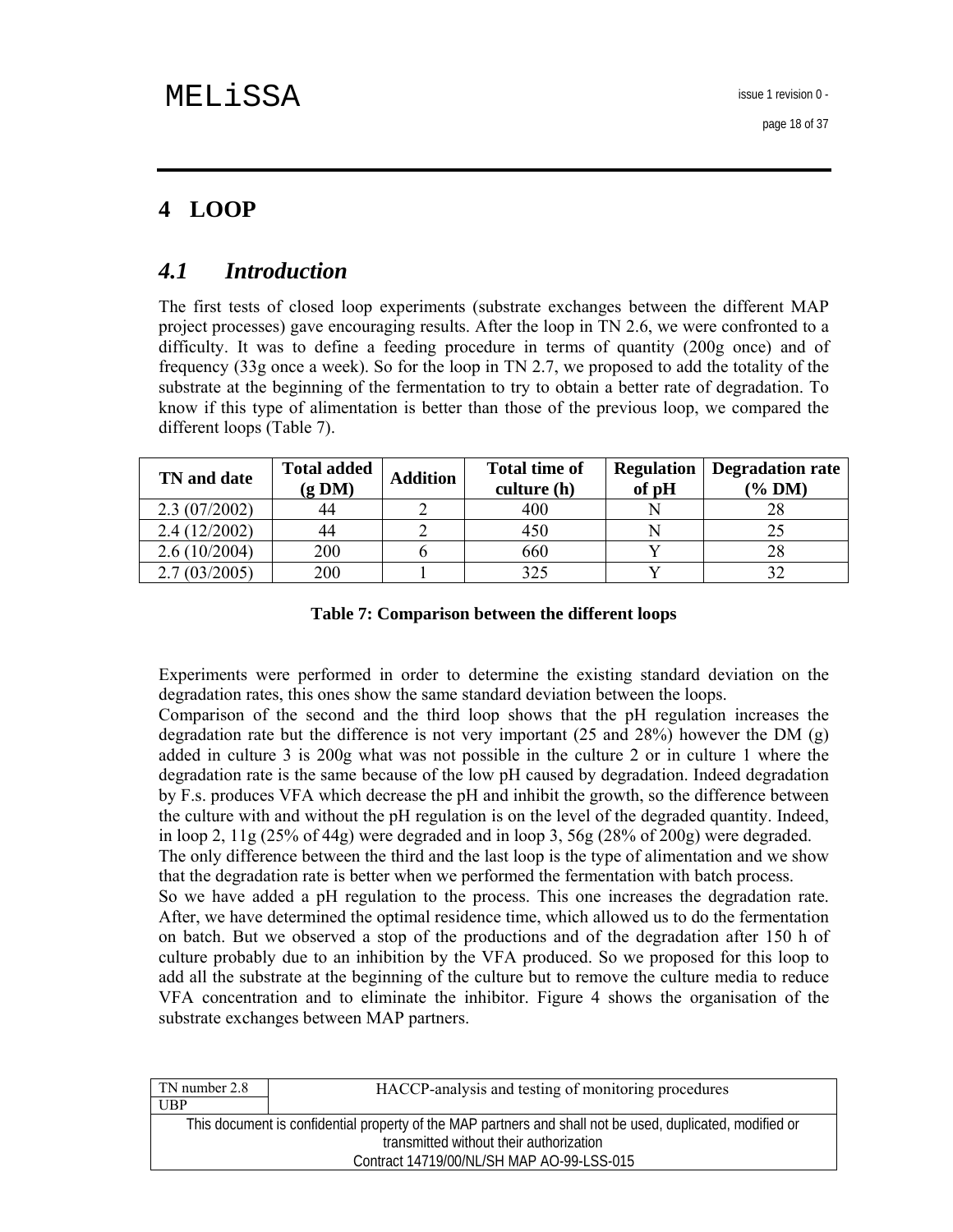# 4 LOOP

## 4.1 Introduction

The first tests of closed loop experiments (substrate exchanges between the different MAP project processes) gave encouraging results. After the loop in TN 2.6, we were confronted to a difficulty. It was to define a feeding procedure in terms of quantity (200g once) and of frequency (33g once a week). So for the loop in TN 2.7, we proposed to add the totality of the substrate at the beginning of the fermentation to try to obtain a better rate of degradation. To know if this type of alimentation is better than those of the previous loop, we compared the different loops (Table 7).

| TN and date | Total added (g DM) | Addition | Total time of culture (h) | Regulation of pH | Degradation rate (% DM) |
|---|---|---|---|---|---|
| 2.3 (07/2002) | 44 | 2 | 400 | N | 28 |
| 2.4 (12/2002) | 44 | 2 | 450 | N | 25 |
| 2.6 (10/2004) | 200 | 6 | 660 | Y | 28 |
| 2.7 (03/2005) | 200 | 1 | 325 | Y | 32 |

**Table 7: Comparison between the different loops**

Experiments were performed in order to determine the existing standard deviation on the degradation rates, this ones show the same standard deviation between the loops.
Comparison of the second and the third loop shows that the pH regulation increases the degradation rate but the difference is not very important (25 and 28%) however the DM (g) added in culture 3 is 200g what was not possible in the culture 2 or in culture 1 where the degradation rate is the same because of the low pH caused by degradation. Indeed degradation by F.s. produces VFA which decrease the pH and inhibit the growth, so the difference between the culture with and without the pH regulation is on the level of the degraded quantity. Indeed, in loop 2, 11g (25% of 44g) were degraded and in loop 3, 56g (28% of 200g) were degraded.
The only difference between the third and the last loop is the type of alimentation and we show that the degradation rate is better when we performed the fermentation with batch process.
So we have added a pH regulation to the process. This one increases the degradation rate. After, we have determined the optimal residence time, which allowed us to do the fermentation on batch. But we observed a stop of the productions and of the degradation after 150 h of culture probably due to an inhibition by the VFA produced. So we proposed for this loop to add all the substrate at the beginning of the culture but to remove the culture media to reduce VFA concentration and to eliminate the inhibitor. Figure 4 shows the organisation of the substrate exchanges between MAP partners.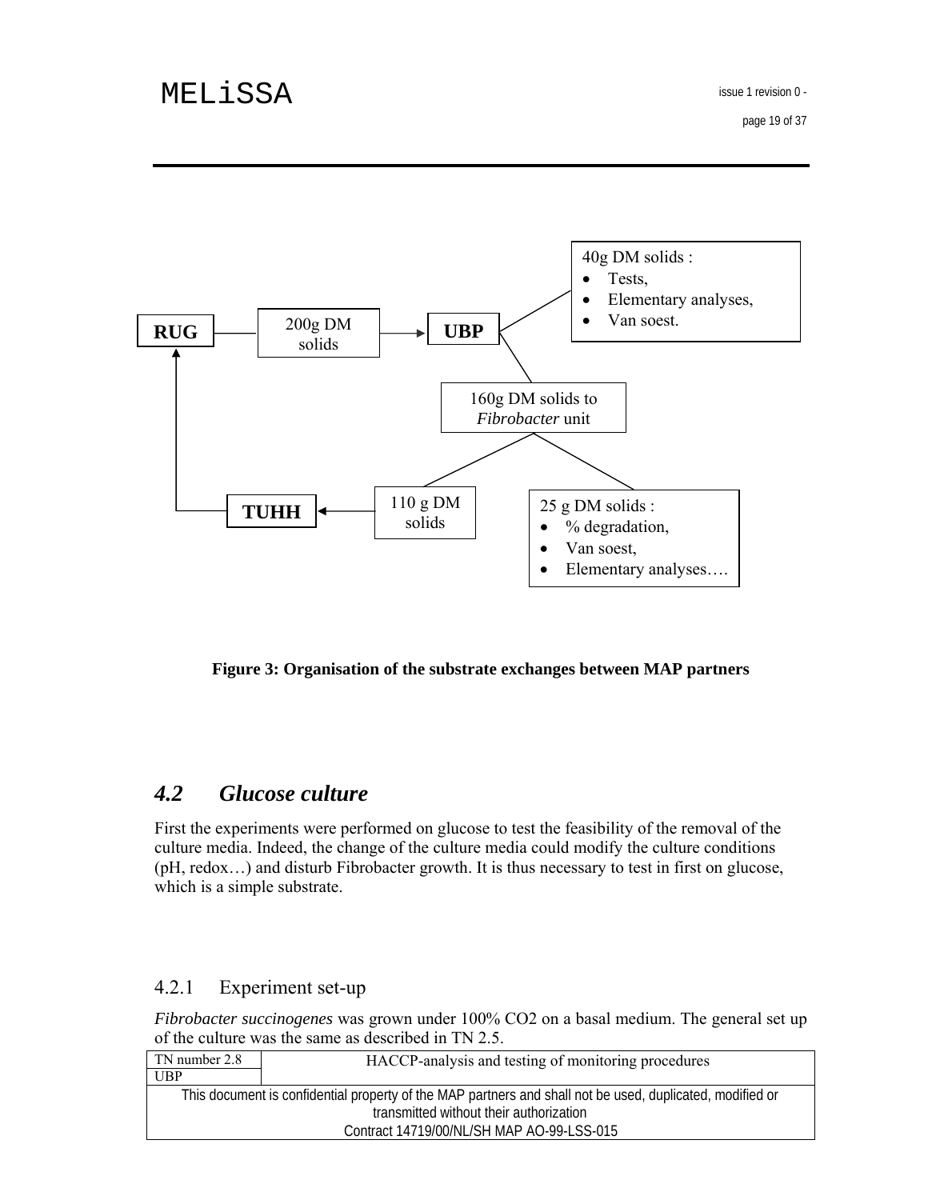RUG — 200g DM solids → UBP

UBP → 40g DM solids :
- Tests,
- Elementary analyses,
- Van soest.

UBP → 160g DM solids to *Fibrobacter* unit

160g DM solids to *Fibrobacter* unit → 110 g DM solids → TUHH → RUG

160g DM solids to *Fibrobacter* unit → 25 g DM solids :
- % degradation,
- Van soest,
- Elementary analyses….

**Figure 3: Organisation of the substrate exchanges between MAP partners**

## *4.2 Glucose culture*

First the experiments were performed on glucose to test the feasibility of the removal of the culture media. Indeed, the change of the culture media could modify the culture conditions (pH, redox…) and disturb Fibrobacter growth. It is thus necessary to test in first on glucose, which is a simple substrate.

### 4.2.1 Experiment set-up

*Fibrobacter succinogenes* was grown under 100% CO2 on a basal medium. The general set up of the culture was the same as described in TN 2.5.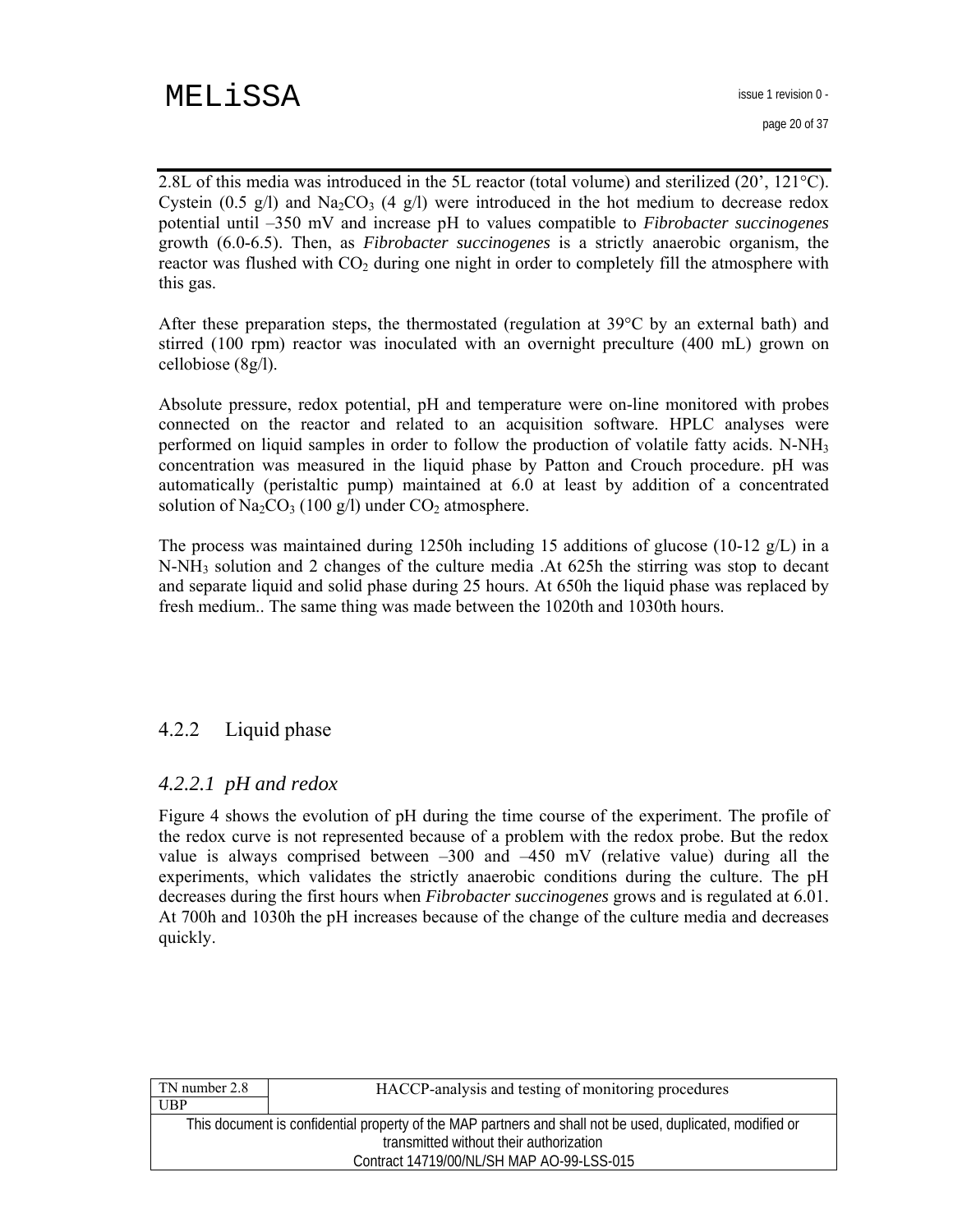2.8L of this media was introduced in the 5L reactor (total volume) and sterilized (20', 121°C). Cystein (0.5 g/l) and $Na_2CO_3$ (4 g/l) were introduced in the hot medium to decrease redox potential until –350 mV and increase pH to values compatible to *Fibrobacter succinogenes* growth (6.0-6.5). Then, as *Fibrobacter succinogenes* is a strictly anaerobic organism, the reactor was flushed with $CO_2$ during one night in order to completely fill the atmosphere with this gas.

After these preparation steps, the thermostated (regulation at 39°C by an external bath) and stirred (100 rpm) reactor was inoculated with an overnight preculture (400 mL) grown on cellobiose (8g/l).

Absolute pressure, redox potential, pH and temperature were on-line monitored with probes connected on the reactor and related to an acquisition software. HPLC analyses were performed on liquid samples in order to follow the production of volatile fatty acids. N-$NH_3$ concentration was measured in the liquid phase by Patton and Crouch procedure. pH was automatically (peristaltic pump) maintained at 6.0 at least by addition of a concentrated solution of $Na_2CO_3$ (100 g/l) under $CO_2$ atmosphere.

The process was maintained during 1250h including 15 additions of glucose (10-12 g/L) in a N-$NH_3$ solution and 2 changes of the culture media .At 625h the stirring was stop to decant and separate liquid and solid phase during 25 hours. At 650h the liquid phase was replaced by fresh medium.. The same thing was made between the 1020th and 1030th hours.

### 4.2.2 Liquid phase

#### *4.2.2.1 pH and redox*

Figure 4 shows the evolution of pH during the time course of the experiment. The profile of the redox curve is not represented because of a problem with the redox probe. But the redox value is always comprised between –300 and –450 mV (relative value) during all the experiments, which validates the strictly anaerobic conditions during the culture. The pH decreases during the first hours when *Fibrobacter succinogenes* grows and is regulated at 6.01. At 700h and 1030h the pH increases because of the change of the culture media and decreases quickly.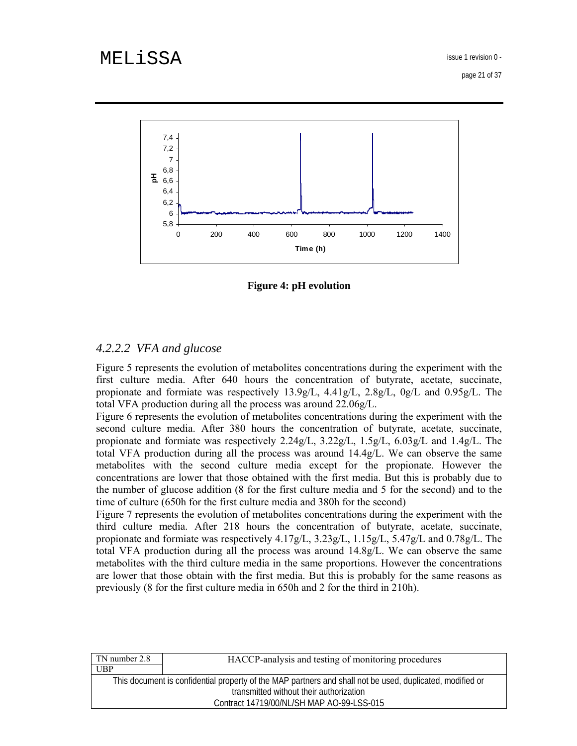Figure 4: pH evolution

### 4.2.2.2 VFA and glucose

Figure 5 represents the evolution of metabolites concentrations during the experiment with the first culture media. After 640 hours the concentration of butyrate, acetate, succinate, propionate and formiate was respectively 13.9g/L, 4.41g/L, 2.8g/L, 0g/L and 0.95g/L. The total VFA production during all the process was around 22.06g/L.

Figure 6 represents the evolution of metabolites concentrations during the experiment with the second culture media. After 380 hours the concentration of butyrate, acetate, succinate, propionate and formiate was respectively 2.24g/L, 3.22g/L, 1.5g/L, 6.03g/L and 1.4g/L. The total VFA production during all the process was around 14.4g/L. We can observe the same metabolites with the second culture media except for the propionate. However the concentrations are lower that those obtained with the first media. But this is probably due to the number of glucose addition (8 for the first culture media and 5 for the second) and to the time of culture (650h for the first culture media and 380h for the second)

Figure 7 represents the evolution of metabolites concentrations during the experiment with the third culture media. After 218 hours the concentration of butyrate, acetate, succinate, propionate and formiate was respectively 4.17g/L, 3.23g/L, 1.15g/L, 5.47g/L and 0.78g/L. The total VFA production during all the process was around 14.8g/L. We can observe the same metabolites with the third culture media in the same proportions. However the concentrations are lower that those obtain with the first media. But this is probably for the same reasons as previously (8 for the first culture media in 650h and 2 for the third in 210h).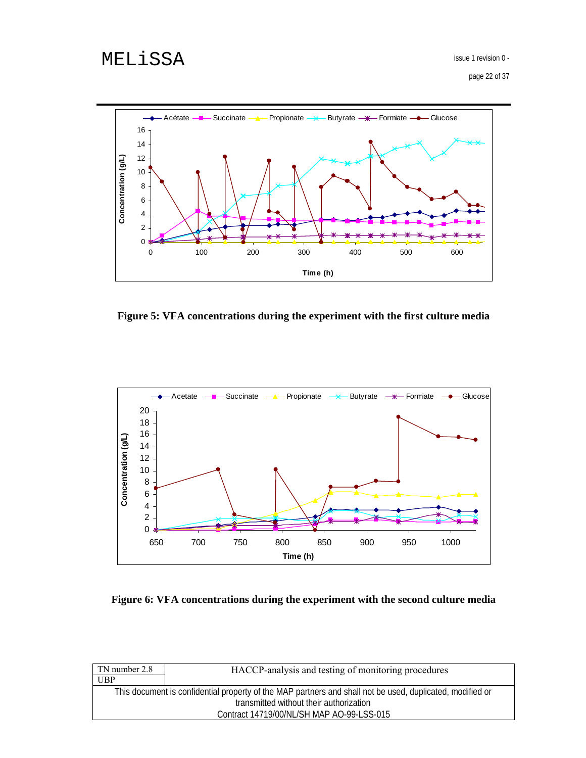**Figure 5: VFA concentrations during the experiment with the first culture media**

**Figure 6: VFA concentrations during the experiment with the second culture media**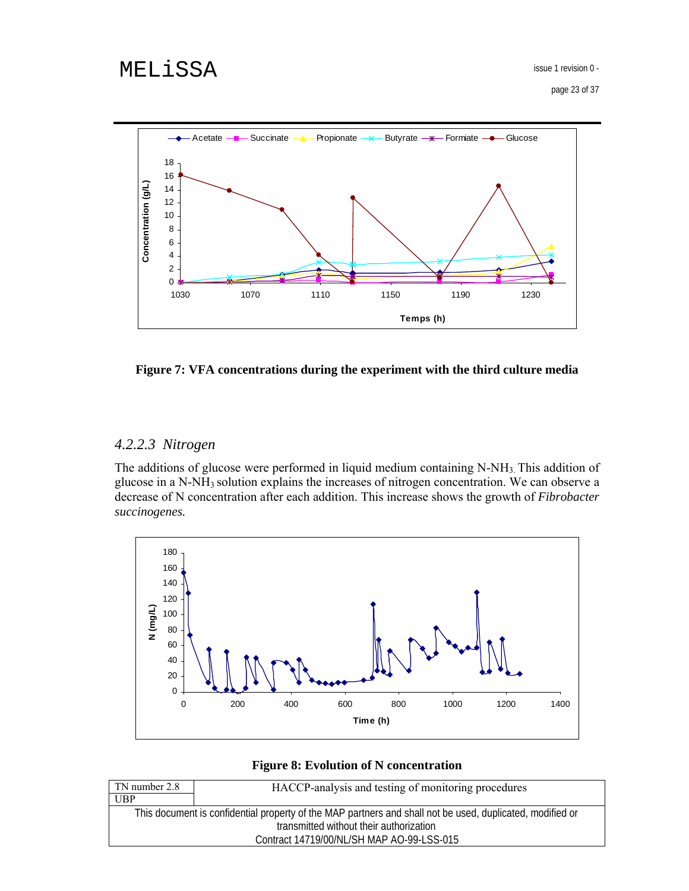Figure 7: VFA concentrations during the experiment with the third culture media

### 4.2.2.3 Nitrogen

The additions of glucose were performed in liquid medium containing N-$NH_3$. This addition of glucose in a N-$NH_3$ solution explains the increases of nitrogen concentration. We can observe a decrease of N concentration after each addition. This increase shows the growth of *Fibrobacter succinogenes.*

Figure 8: Evolution of N concentration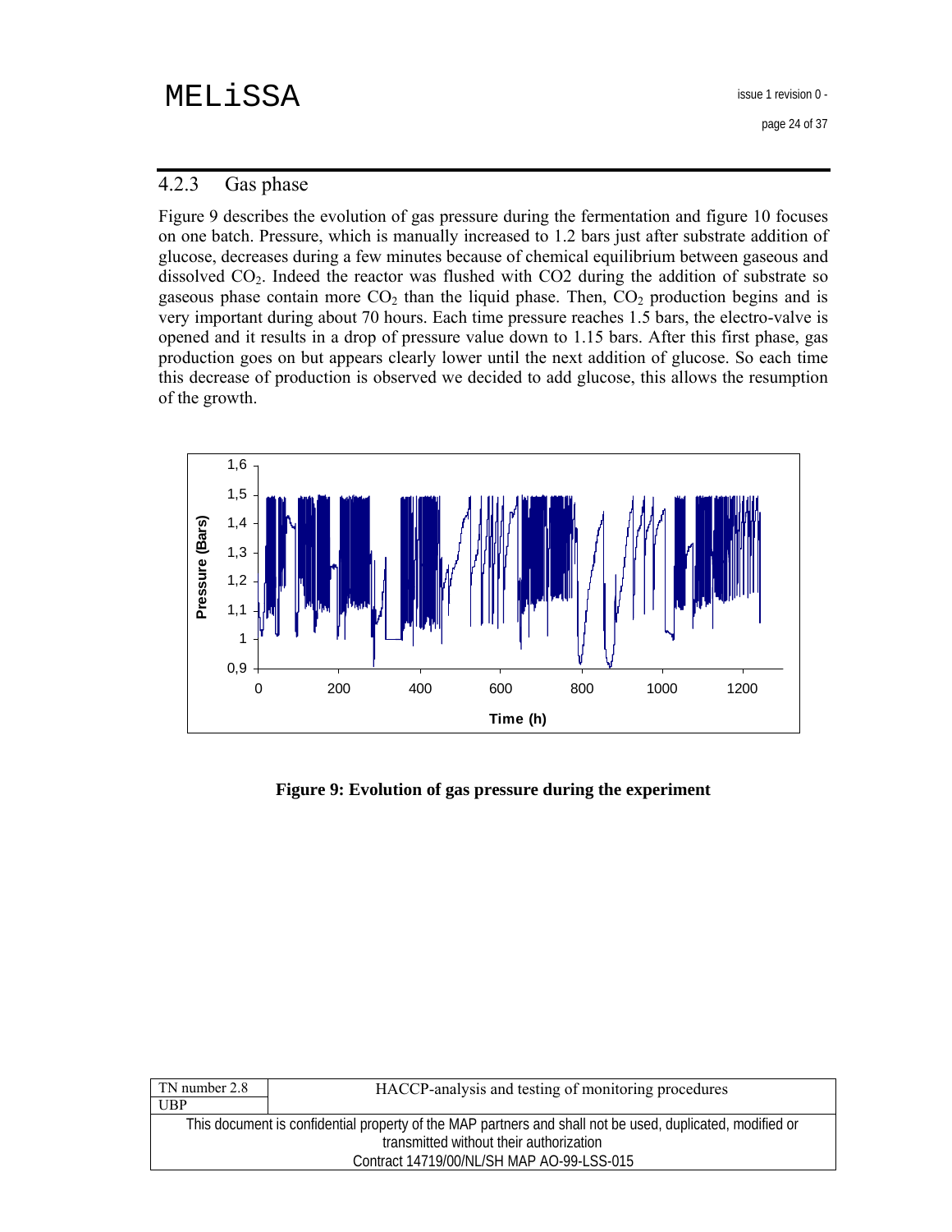### 4.2.3 Gas phase

Figure 9 describes the evolution of gas pressure during the fermentation and figure 10 focuses on one batch. Pressure, which is manually increased to 1.2 bars just after substrate addition of glucose, decreases during a few minutes because of chemical equilibrium between gaseous and dissolved $CO_2$. Indeed the reactor was flushed with CO2 during the addition of substrate so gaseous phase contain more $CO_2$ than the liquid phase. Then, $CO_2$ production begins and is very important during about 70 hours. Each time pressure reaches 1.5 bars, the electro-valve is opened and it results in a drop of pressure value down to 1.15 bars. After this first phase, gas production goes on but appears clearly lower until the next addition of glucose. So each time this decrease of production is observed we decided to add glucose, this allows the resumption of the growth.

**Figure 9: Evolution of gas pressure during the experiment**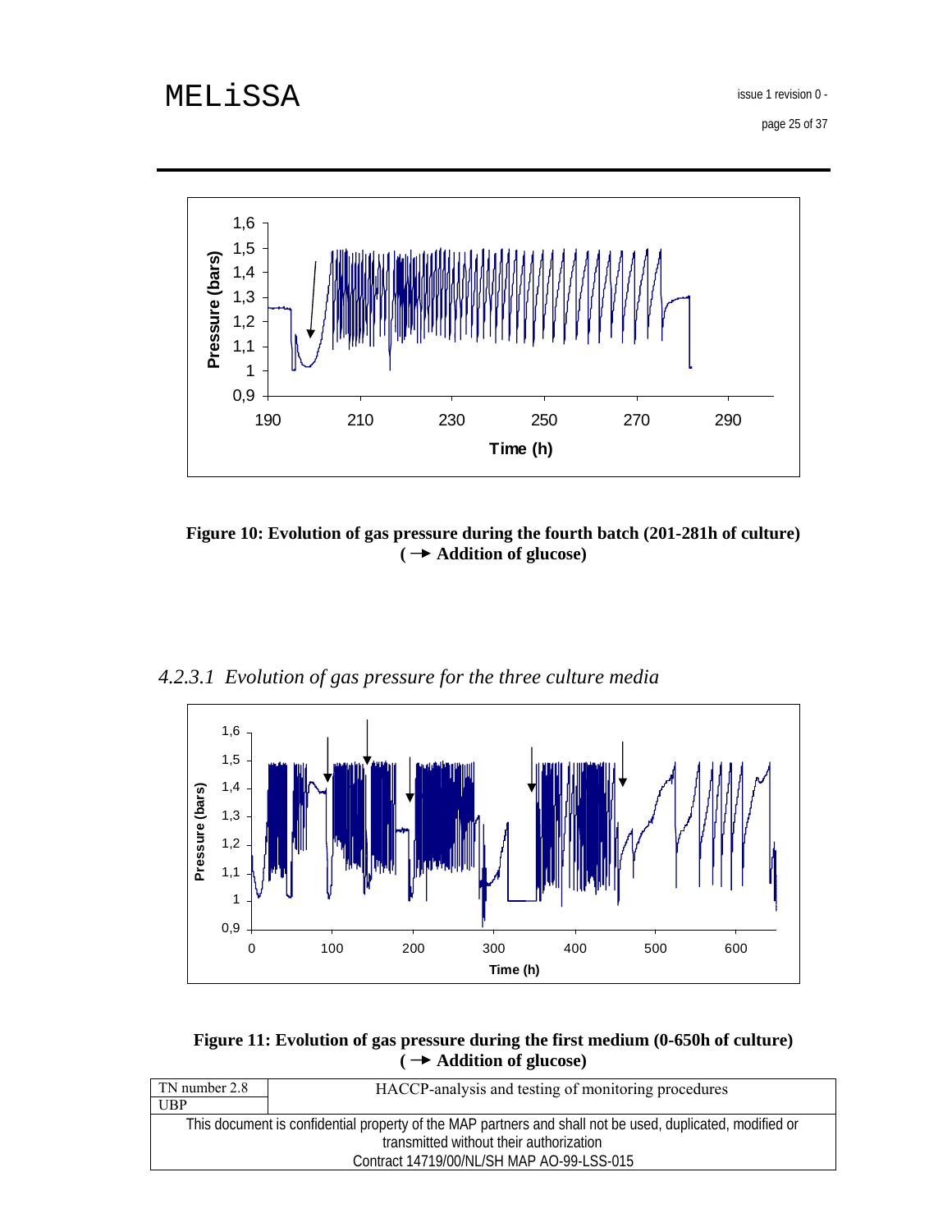**Figure 10: Evolution of gas pressure during the fourth batch (201-281h of culture) ( → Addition of glucose)**

### *4.2.3.1 Evolution of gas pressure for the three culture media*

**Figure 11: Evolution of gas pressure during the first medium (0-650h of culture) ( → Addition of glucose)**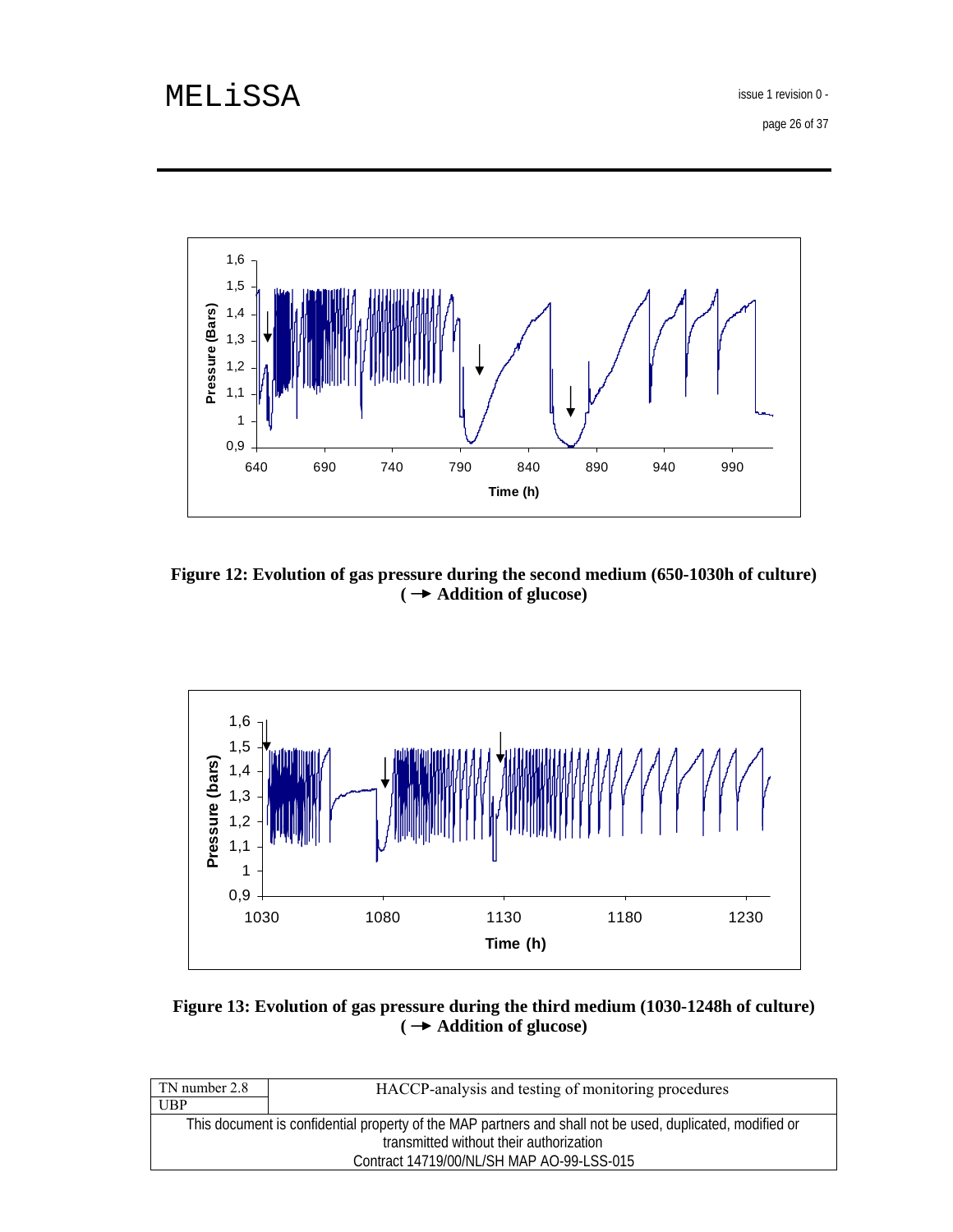**Figure 12: Evolution of gas pressure during the second medium (650-1030h of culture) (→ Addition of glucose)**

**Figure 13: Evolution of gas pressure during the third medium (1030-1248h of culture) (→ Addition of glucose)**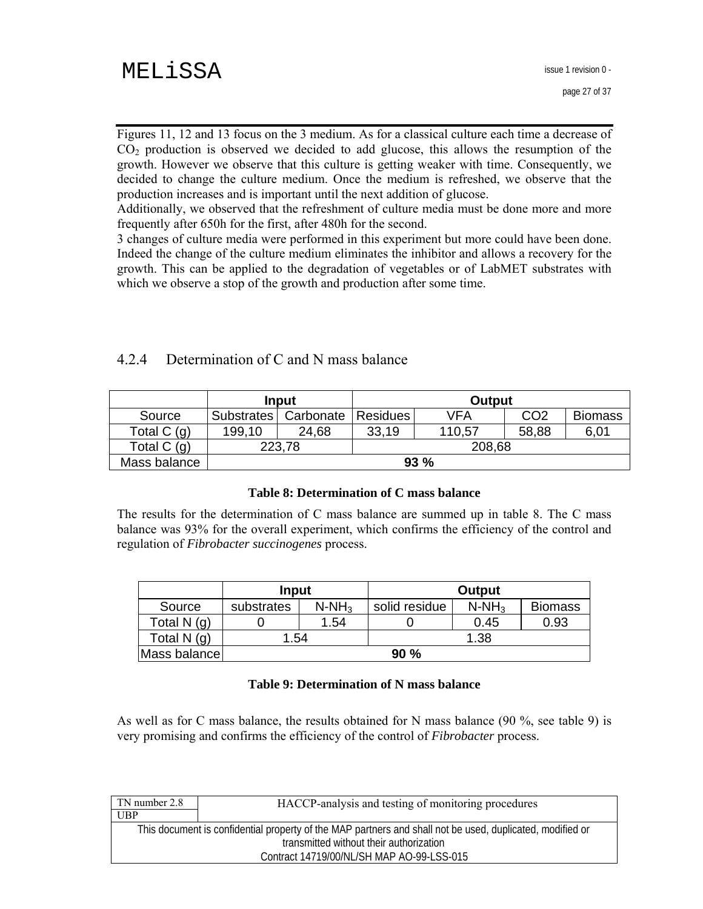Figures 11, 12 and 13 focus on the 3 medium. As for a classical culture each time a decrease of $CO_2$ production is observed we decided to add glucose, this allows the resumption of the growth. However we observe that this culture is getting weaker with time. Consequently, we decided to change the culture medium. Once the medium is refreshed, we observe that the production increases and is important until the next addition of glucose.
Additionally, we observed that the refreshment of culture media must be done more and more frequently after 650h for the first, after 480h for the second.
3 changes of culture media were performed in this experiment but more could have been done. Indeed the change of the culture medium eliminates the inhibitor and allows a recovery for the growth. This can be applied to the degradation of vegetables or of LabMET substrates with which we observe a stop of the growth and production after some time.

### 4.2.4 Determination of C and N mass balance

| | Input | | Output | | | |
|---|---|---|---|---|---|---|
| Source | Substrates | Carbonate | Residues | VFA | CO2 | Biomass |
| Total C (g) | 199,10 | 24,68 | 33,19 | 110,57 | 58,88 | 6,01 |
| Total C (g) | 223,78 | | 208,68 | | | |
| Mass balance | **93 %** | | | | | |

**Table 8: Determination of C mass balance**

The results for the determination of C mass balance are summed up in table 8. The C mass balance was 93% for the overall experiment, which confirms the efficiency of the control and regulation of *Fibrobacter succinogenes* process.

| | Input | | Output | | |
|---|---|---|---|---|---|
| Source | substrates | $N\text{-}NH_3$ | solid residue | $N\text{-}NH_3$ | Biomass |
| Total N (g) | 0 | 1.54 | 0 | 0.45 | 0.93 |
| Total N (g) | 1.54 | | 1.38 | | |
| Mass balance | **90 %** | | | | |

**Table 9: Determination of N mass balance**

As well as for C mass balance, the results obtained for N mass balance (90 %, see table 9) is very promising and confirms the efficiency of the control of *Fibrobacter* process.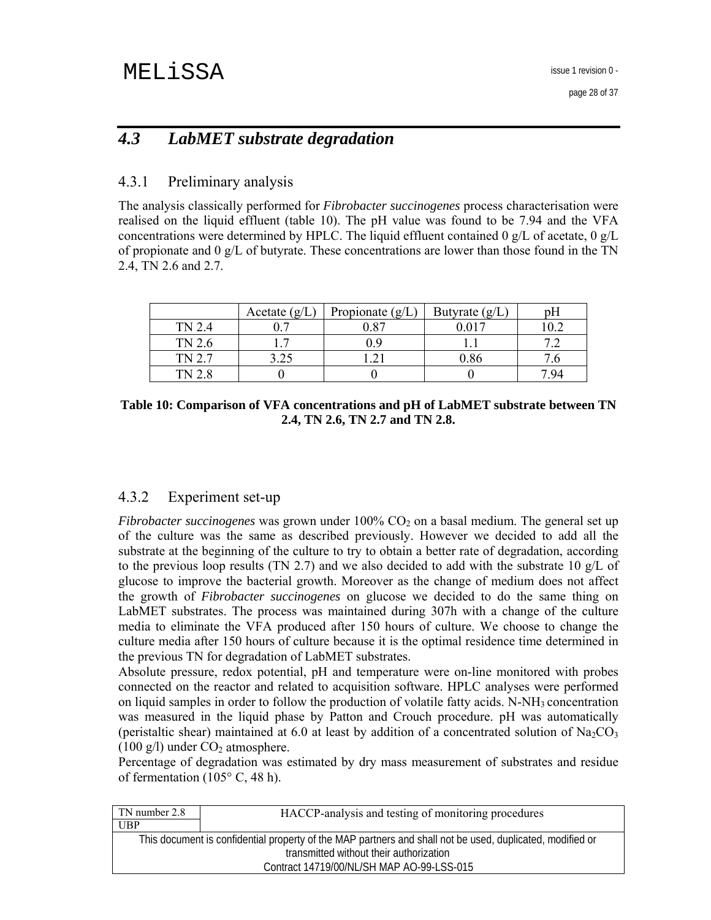## *4.3 LabMET substrate degradation*

### 4.3.1 Preliminary analysis

The analysis classically performed for *Fibrobacter succinogenes* process characterisation were realised on the liquid effluent (table 10). The pH value was found to be 7.94 and the VFA concentrations were determined by HPLC. The liquid effluent contained 0 g/L of acetate, 0 g/L of propionate and 0 g/L of butyrate. These concentrations are lower than those found in the TN 2.4, TN 2.6 and 2.7.

| | Acetate (g/L) | Propionate (g/L) | Butyrate (g/L) | pH |
|---|---|---|---|---|
| TN 2.4 | 0.7 | 0.87 | 0.017 | 10.2 |
| TN 2.6 | 1.7 | 0.9 | 1.1 | 7.2 |
| TN 2.7 | 3.25 | 1.21 | 0.86 | 7.6 |
| TN 2.8 | 0 | 0 | 0 | 7.94 |

**Table 10: Comparison of VFA concentrations and pH of LabMET substrate between TN 2.4, TN 2.6, TN 2.7 and TN 2.8.**

### 4.3.2 Experiment set-up

*Fibrobacter succinogenes* was grown under 100% $CO_2$ on a basal medium. The general set up of the culture was the same as described previously. However we decided to add all the substrate at the beginning of the culture to try to obtain a better rate of degradation, according to the previous loop results (TN 2.7) and we also decided to add with the substrate 10 g/L of glucose to improve the bacterial growth. Moreover as the change of medium does not affect the growth of *Fibrobacter succinogenes* on glucose we decided to do the same thing on LabMET substrates. The process was maintained during 307h with a change of the culture media to eliminate the VFA produced after 150 hours of culture. We choose to change the culture media after 150 hours of culture because it is the optimal residence time determined in the previous TN for degradation of LabMET substrates.

Absolute pressure, redox potential, pH and temperature were on-line monitored with probes connected on the reactor and related to acquisition software. HPLC analyses were performed on liquid samples in order to follow the production of volatile fatty acids. N-$NH_3$ concentration was measured in the liquid phase by Patton and Crouch procedure. pH was automatically (peristaltic shear) maintained at 6.0 at least by addition of a concentrated solution of $Na_2CO_3$ (100 g/l) under $CO_2$ atmosphere.

Percentage of degradation was estimated by dry mass measurement of substrates and residue of fermentation (105° C, 48 h).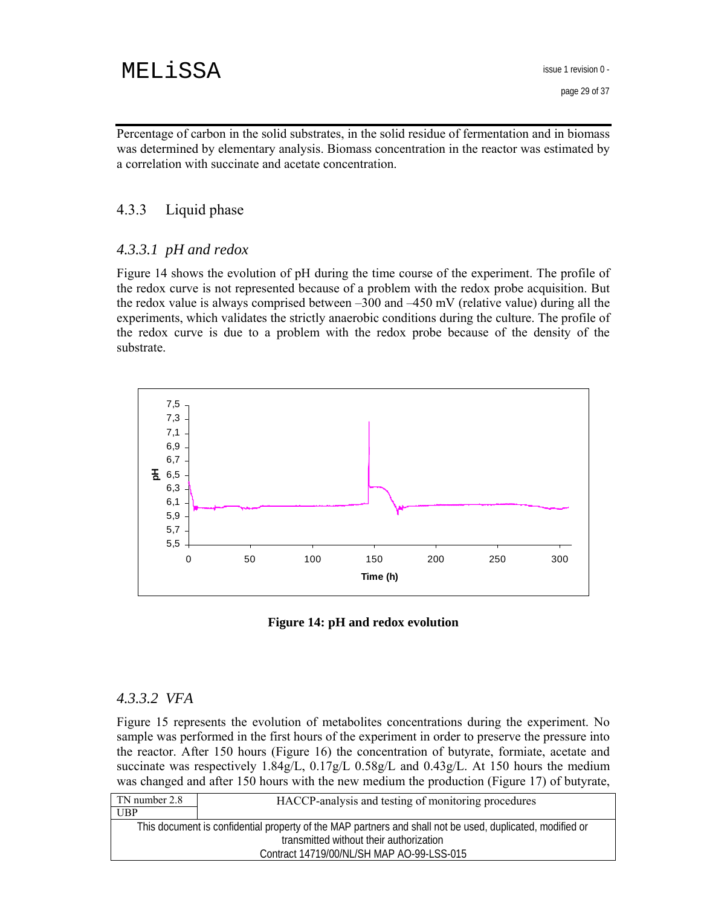Percentage of carbon in the solid substrates, in the solid residue of fermentation and in biomass was determined by elementary analysis. Biomass concentration in the reactor was estimated by a correlation with succinate and acetate concentration.

## 4.3.3 Liquid phase

### *4.3.3.1 pH and redox*

Figure 14 shows the evolution of pH during the time course of the experiment. The profile of the redox curve is not represented because of a problem with the redox probe acquisition. But the redox value is always comprised between –300 and –450 mV (relative value) during all the experiments, which validates the strictly anaerobic conditions during the culture. The profile of the redox curve is due to a problem with the redox probe because of the density of the substrate.

**Figure 14: pH and redox evolution**

### *4.3.3.2 VFA*

Figure 15 represents the evolution of metabolites concentrations during the experiment. No sample was performed in the first hours of the experiment in order to preserve the pressure into the reactor. After 150 hours (Figure 16) the concentration of butyrate, formiate, acetate and succinate was respectively 1.84g/L, 0.17g/L 0.58g/L and 0.43g/L. At 150 hours the medium was changed and after 150 hours with the new medium the production (Figure 17) of butyrate,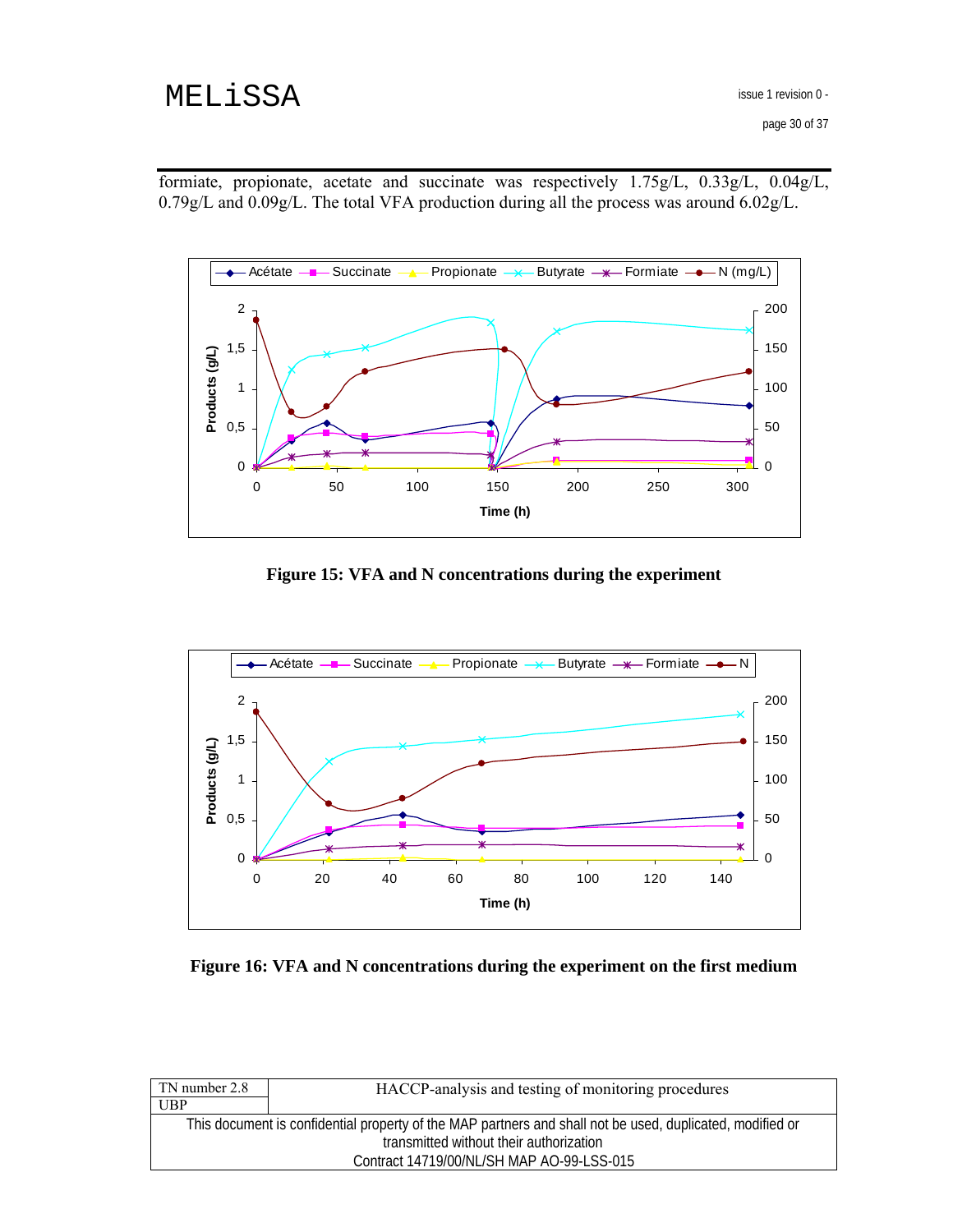formiate, propionate, acetate and succinate was respectively 1.75g/L, 0.33g/L, 0.04g/L, 0.79g/L and 0.09g/L. The total VFA production during all the process was around 6.02g/L.

**Figure 15: VFA and N concentrations during the experiment**

**Figure 16: VFA and N concentrations during the experiment on the first medium**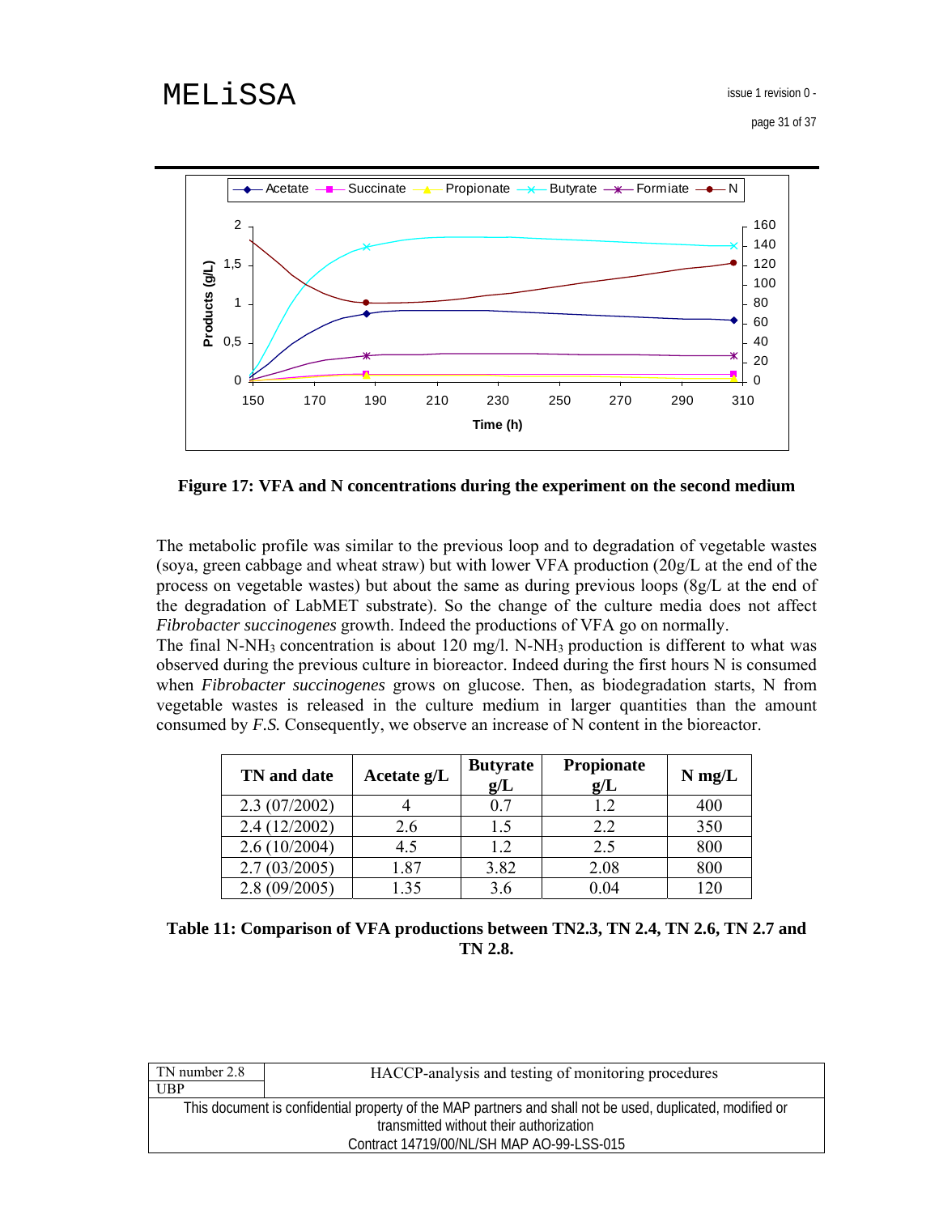**Figure 17: VFA and N concentrations during the experiment on the second medium**

The metabolic profile was similar to the previous loop and to degradation of vegetable wastes (soya, green cabbage and wheat straw) but with lower VFA production (20g/L at the end of the process on vegetable wastes) but about the same as during previous loops (8g/L at the end of the degradation of LabMET substrate). So the change of the culture media does not affect *Fibrobacter succinogenes* growth. Indeed the productions of VFA go on normally.
The final N-$NH_3$ concentration is about 120 mg/l. N-$NH_3$ production is different to what was observed during the previous culture in bioreactor. Indeed during the first hours N is consumed when *Fibrobacter succinogenes* grows on glucose. Then, as biodegradation starts, N from vegetable wastes is released in the culture medium in larger quantities than the amount consumed by *F.S.* Consequently, we observe an increase of N content in the bioreactor.

| TN and date | Acetate g/L | Butyrate g/L | Propionate g/L | N mg/L |
|---|---|---|---|---|
| 2.3 (07/2002) | 4 | 0.7 | 1.2 | 400 |
| 2.4 (12/2002) | 2.6 | 1.5 | 2.2 | 350 |
| 2.6 (10/2004) | 4.5 | 1.2 | 2.5 | 800 |
| 2.7 (03/2005) | 1.87 | 3.82 | 2.08 | 800 |
| 2.8 (09/2005) | 1.35 | 3.6 | 0.04 | 120 |

**Table 11: Comparison of VFA productions between TN2.3, TN 2.4, TN 2.6, TN 2.7 and TN 2.8.**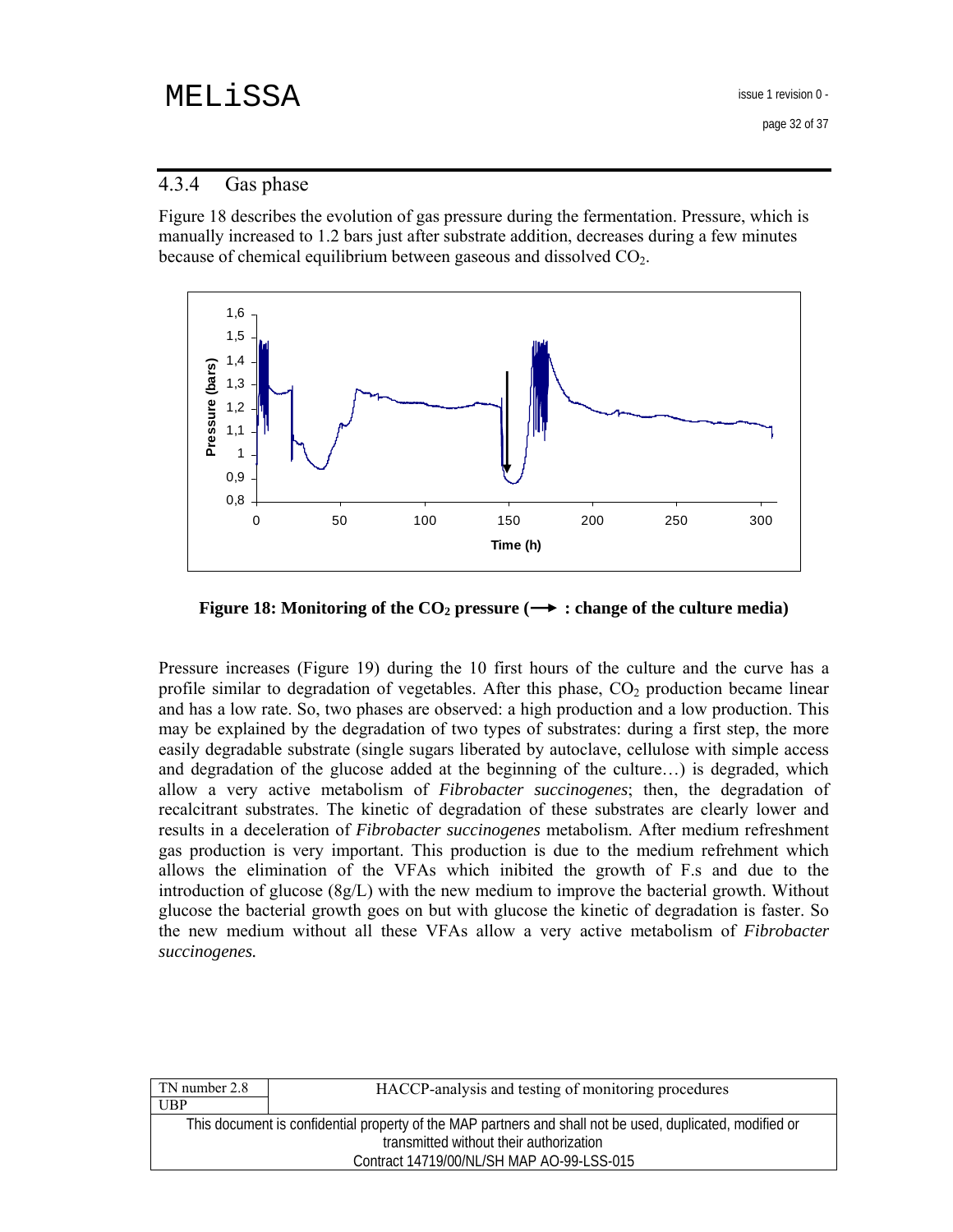### 4.3.4 Gas phase

Figure 18 describes the evolution of gas pressure during the fermentation. Pressure, which is manually increased to 1.2 bars just after substrate addition, decreases during a few minutes because of chemical equilibrium between gaseous and dissolved $CO_2$.

**Figure 18: Monitoring of the $CO_2$ pressure (⟶ : change of the culture media)**

Pressure increases (Figure 19) during the 10 first hours of the culture and the curve has a profile similar to degradation of vegetables. After this phase, $CO_2$ production became linear and has a low rate. So, two phases are observed: a high production and a low production. This may be explained by the degradation of two types of substrates: during a first step, the more easily degradable substrate (single sugars liberated by autoclave, cellulose with simple access and degradation of the glucose added at the beginning of the culture…) is degraded, which allow a very active metabolism of *Fibrobacter succinogenes*; then, the degradation of recalcitrant substrates. The kinetic of degradation of these substrates are clearly lower and results in a deceleration of *Fibrobacter succinogenes* metabolism. After medium refreshment gas production is very important. This production is due to the medium refrehment which allows the elimination of the VFAs which inibited the growth of F.s and due to the introduction of glucose (8g/L) with the new medium to improve the bacterial growth. Without glucose the bacterial growth goes on but with glucose the kinetic of degradation is faster. So the new medium without all these VFAs allow a very active metabolism of *Fibrobacter succinogenes.*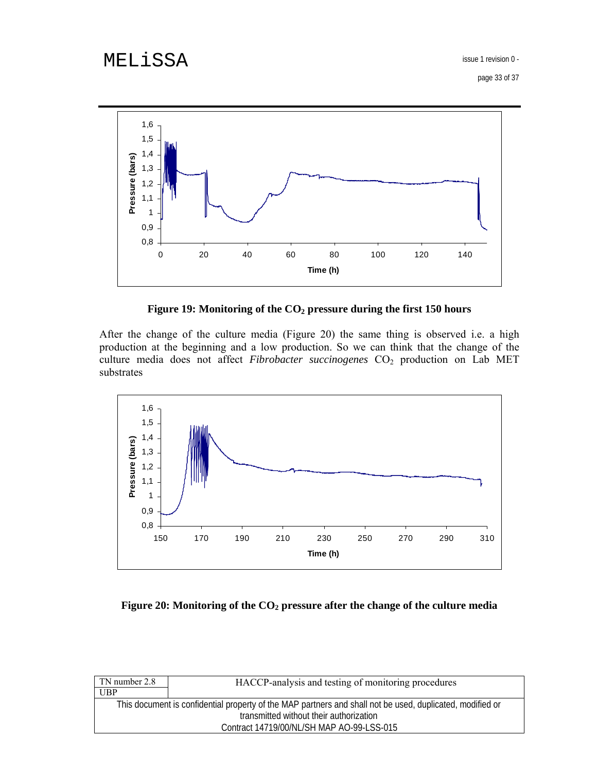**Figure 19: Monitoring of the $CO_2$ pressure during the first 150 hours**

After the change of the culture media (Figure 20) the same thing is observed i.e. a high production at the beginning and a low production. So we can think that the change of the culture media does not affect *Fibrobacter succinogenes* $CO_2$ production on Lab MET substrates

**Figure 20: Monitoring of the $CO_2$ pressure after the change of the culture media**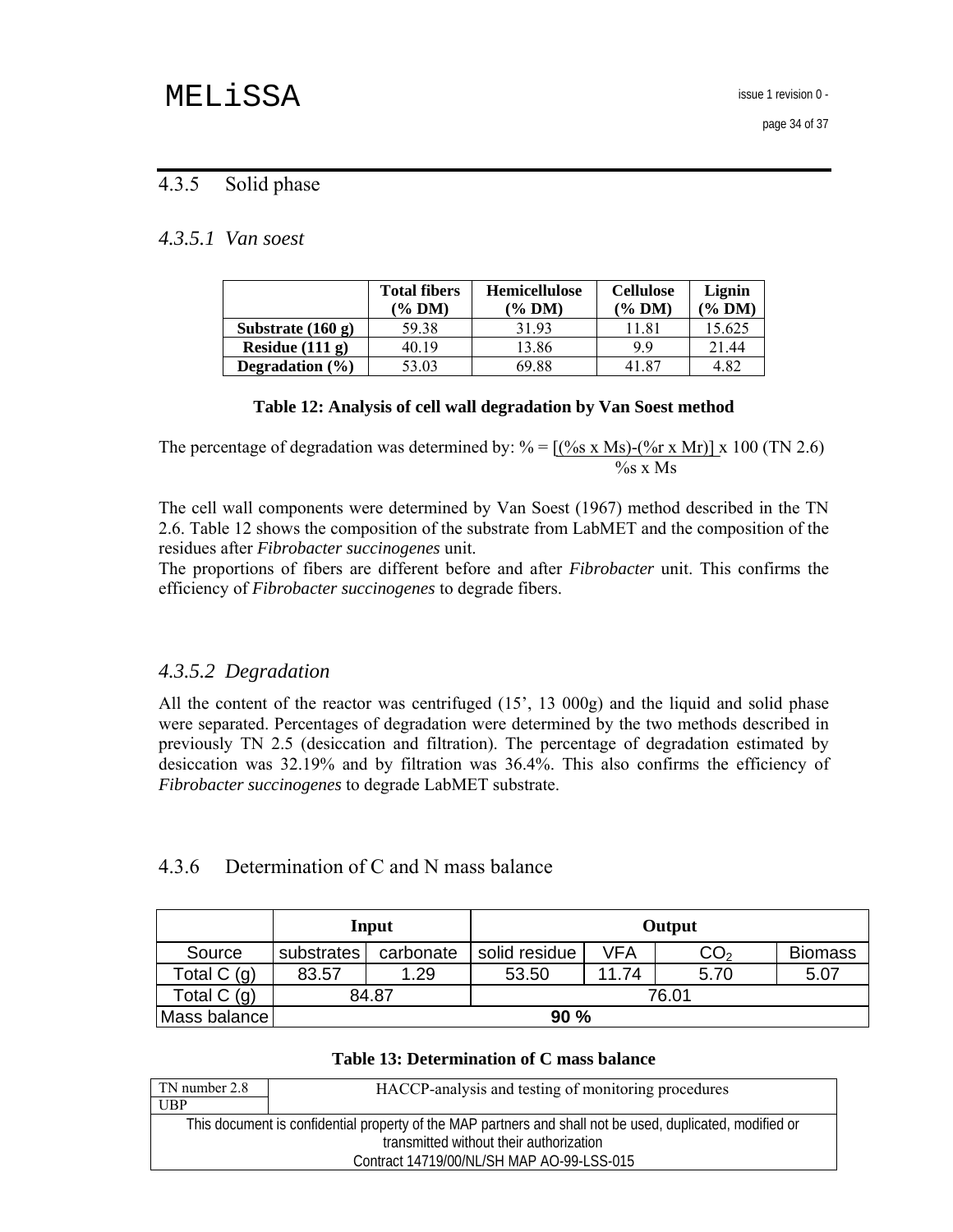### 4.3.5 Solid phase

#### *4.3.5.1 Van soest*

| | Total fibers (% DM) | Hemicellulose (% DM) | Cellulose (% DM) | Lignin (% DM) |
|---|---|---|---|---|
| **Substrate (160 g)** | 59.38 | 31.93 | 11.81 | 15.625 |
| **Residue (111 g)** | 40.19 | 13.86 | 9.9 | 21.44 |
| **Degradation (%)** | 53.03 | 69.88 | 41.87 | 4.82 |

**Table 12: Analysis of cell wall degradation by Van Soest method**

The percentage of degradation was determined by: $\% = \frac{(\%s \times Ms)-(\%r \times Mr)}{\%s \times Ms} \times 100$ (TN 2.6)

The cell wall components were determined by Van Soest (1967) method described in the TN 2.6. Table 12 shows the composition of the substrate from LabMET and the composition of the residues after *Fibrobacter succinogenes* unit.
The proportions of fibers are different before and after *Fibrobacter* unit. This confirms the efficiency of *Fibrobacter succinogenes* to degrade fibers.

#### *4.3.5.2 Degradation*

All the content of the reactor was centrifuged (15', 13 000g) and the liquid and solid phase were separated. Percentages of degradation were determined by the two methods described in previously TN 2.5 (desiccation and filtration). The percentage of degradation estimated by desiccation was 32.19% and by filtration was 36.4%. This also confirms the efficiency of *Fibrobacter succinogenes* to degrade LabMET substrate.

### 4.3.6 Determination of C and N mass balance

| | **Input** | | **Output** | | | |
|---|---|---|---|---|---|---|
| Source | substrates | carbonate | solid residue | VFA | $CO_2$ | Biomass |
| Total C (g) | 83.57 | 1.29 | 53.50 | 11.74 | 5.70 | 5.07 |
| Total C (g) | 84.87 | | 76.01 | | | |
| Mass balance | **90 %** | | | | | |

**Table 13: Determination of C mass balance**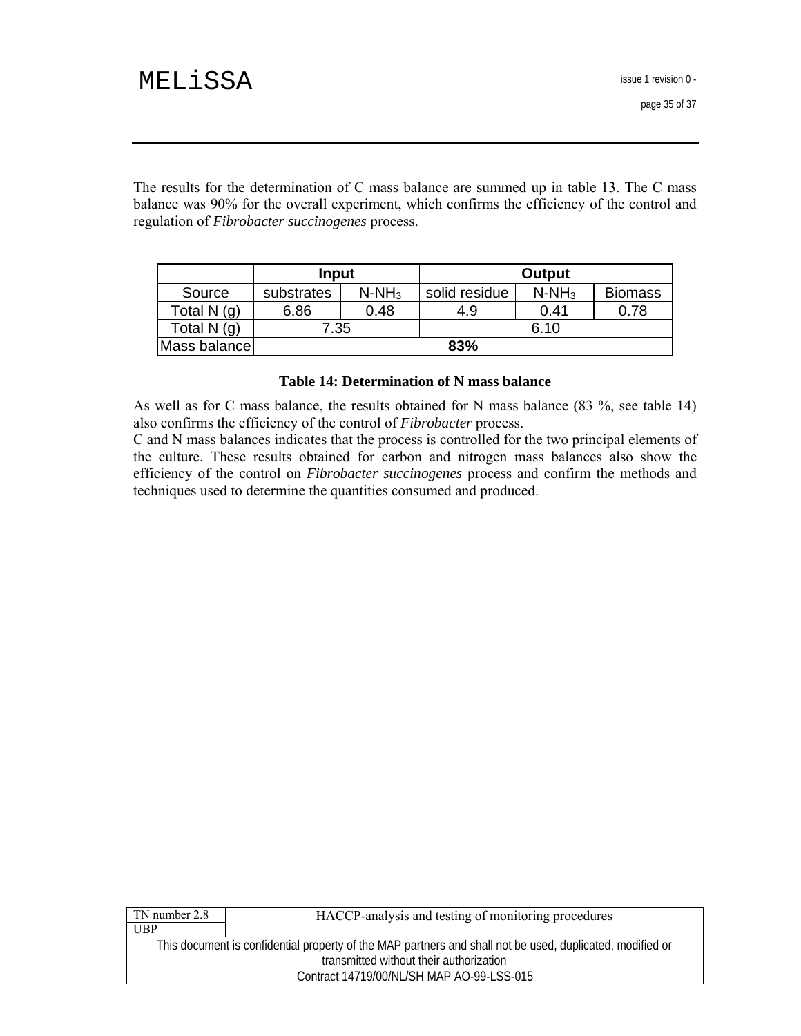The results for the determination of C mass balance are summed up in table 13. The C mass balance was 90% for the overall experiment, which confirms the efficiency of the control and regulation of *Fibrobacter succinogenes* process.

| | Input | | Output | | |
|---|---|---|---|---|---|
| Source | substrates | $N-NH_3$ | solid residue | $N-NH_3$ | Biomass |
| Total N (g) | 6.86 | 0.48 | 4.9 | 0.41 | 0.78 |
| Total N (g) | 7.35 | | 6.10 | | |
| Mass balance | **83%** | | | | |

**Table 14: Determination of N mass balance**

As well as for C mass balance, the results obtained for N mass balance (83 %, see table 14) also confirms the efficiency of the control of *Fibrobacter* process.
C and N mass balances indicates that the process is controlled for the two principal elements of the culture. These results obtained for carbon and nitrogen mass balances also show the efficiency of the control on *Fibrobacter succinogenes* process and confirm the methods and techniques used to determine the quantities consumed and produced.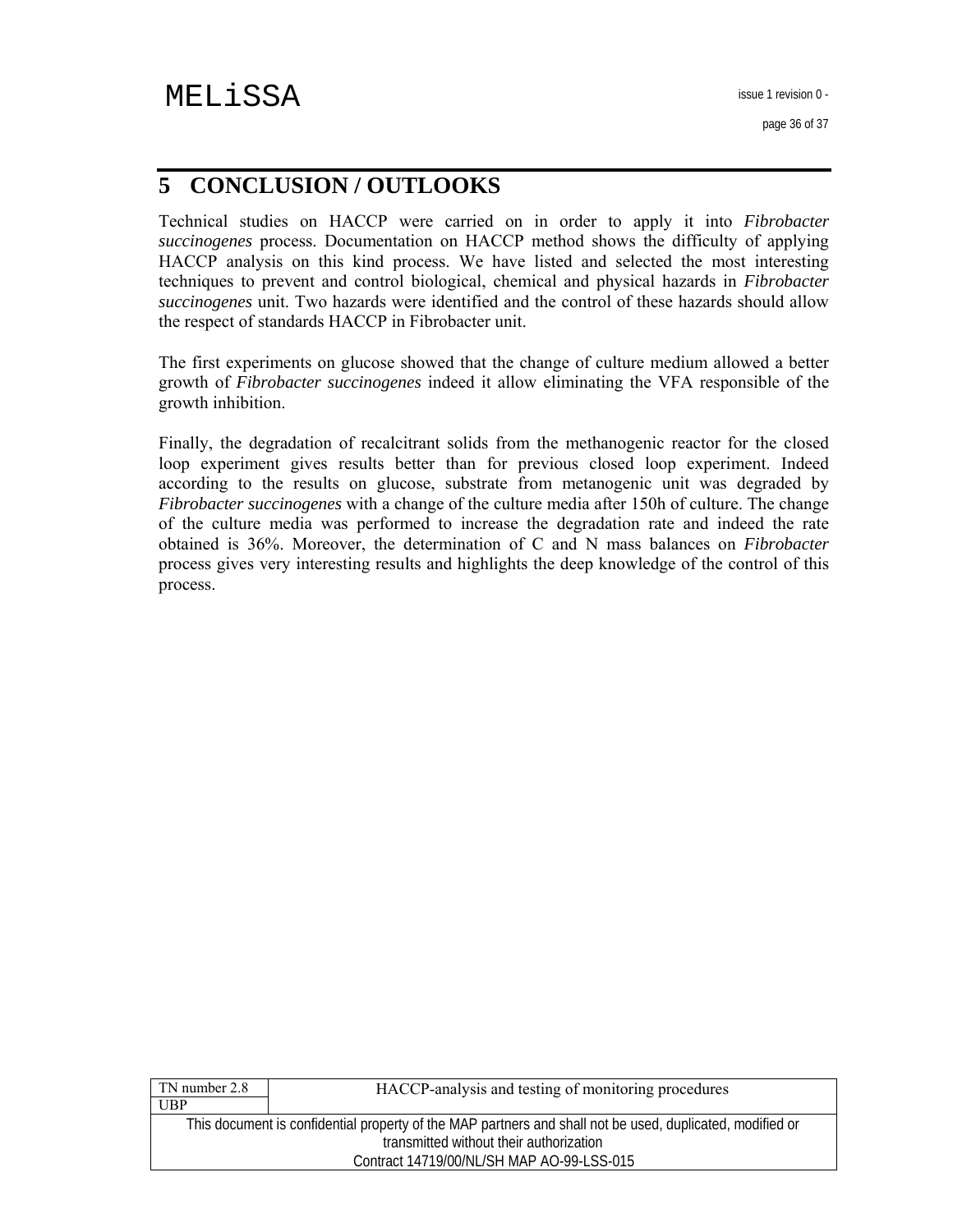# 5 CONCLUSION / OUTLOOKS

Technical studies on HACCP were carried on in order to apply it into *Fibrobacter succinogenes* process. Documentation on HACCP method shows the difficulty of applying HACCP analysis on this kind process. We have listed and selected the most interesting techniques to prevent and control biological, chemical and physical hazards in *Fibrobacter succinogenes* unit. Two hazards were identified and the control of these hazards should allow the respect of standards HACCP in Fibrobacter unit.

The first experiments on glucose showed that the change of culture medium allowed a better growth of *Fibrobacter succinogenes* indeed it allow eliminating the VFA responsible of the growth inhibition.

Finally, the degradation of recalcitrant solids from the methanogenic reactor for the closed loop experiment gives results better than for previous closed loop experiment. Indeed according to the results on glucose, substrate from metanogenic unit was degraded by *Fibrobacter succinogenes* with a change of the culture media after 150h of culture. The change of the culture media was performed to increase the degradation rate and indeed the rate obtained is 36%. Moreover, the determination of C and N mass balances on *Fibrobacter* process gives very interesting results and highlights the deep knowledge of the control of this process.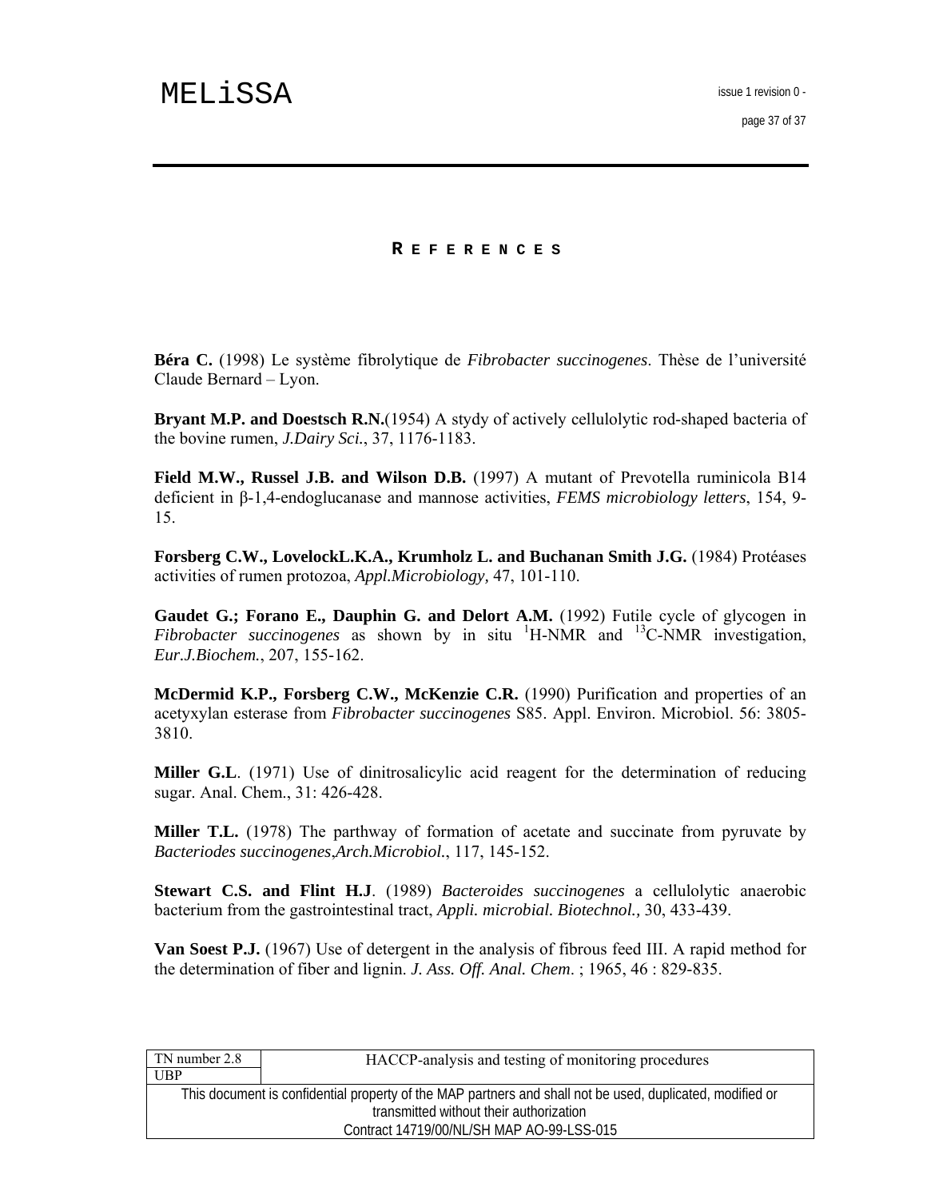# REFERENCES

**Béra C.** (1998) Le système fibrolytique de *Fibrobacter succinogenes*. Thèse de l'université Claude Bernard – Lyon.

**Bryant M.P. and Doestsch R.N.**(1954) A stydy of actively cellulolytic rod-shaped bacteria of the bovine rumen, *J.Dairy Sci.*, 37, 1176-1183.

**Field M.W., Russel J.B. and Wilson D.B.** (1997) A mutant of Prevotella ruminicola B14 deficient in β-1,4-endoglucanase and mannose activities, *FEMS microbiology letters*, 154, 9-15.

**Forsberg C.W., LovelockL.K.A., Krumholz L. and Buchanan Smith J.G.** (1984) Protéases activities of rumen protozoa, *Appl.Microbiology,* 47, 101-110.

**Gaudet G.; Forano E., Dauphin G. and Delort A.M.** (1992) Futile cycle of glycogen in *Fibrobacter succinogenes* as shown by in situ $^{1}$H-NMR and $^{13}$C-NMR investigation, *Eur.J.Biochem.*, 207, 155-162.

**McDermid K.P., Forsberg C.W., McKenzie C.R.** (1990) Purification and properties of an acetyxylan esterase from *Fibrobacter succinogenes* S85. Appl. Environ. Microbiol. 56: 3805-3810.

**Miller G.L**. (1971) Use of dinitrosalicylic acid reagent for the determination of reducing sugar. Anal. Chem., 31: 426-428.

**Miller T.L.** (1978) The parthway of formation of acetate and succinate from pyruvate by *Bacteriodes succinogenes*,*Arch.Microbiol.*, 117, 145-152.

**Stewart C.S. and Flint H.J**. (1989) *Bacteroides succinogenes* a cellulolytic anaerobic bacterium from the gastrointestinal tract, *Appli. microbial. Biotechnol.,* 30, 433-439.

**Van Soest P.J.** (1967) Use of detergent in the analysis of fibrous feed III. A rapid method for the determination of fiber and lignin. *J. Ass. Off. Anal. Chem*. ; 1965, 46 : 829-835.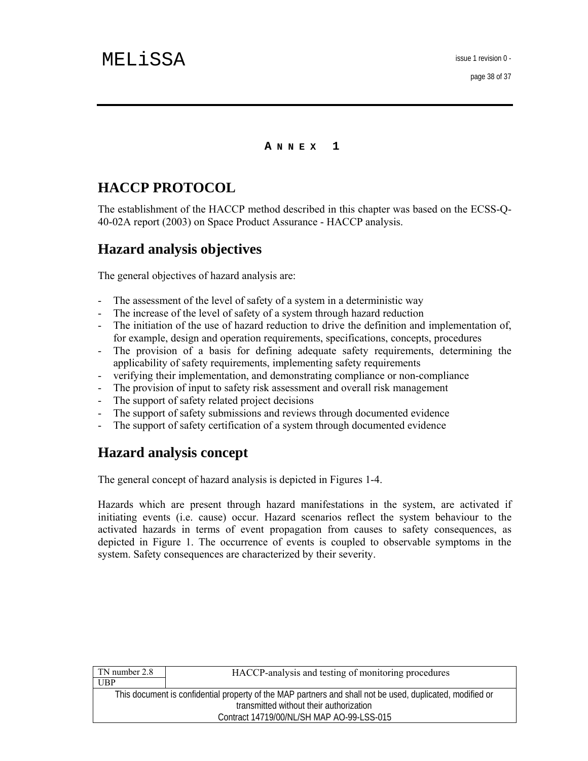# ANNEX 1

## HACCP PROTOCOL

The establishment of the HACCP method described in this chapter was based on the ECSS-Q-40-02A report (2003) on Space Product Assurance - HACCP analysis.

## Hazard analysis objectives

The general objectives of hazard analysis are:

- The assessment of the level of safety of a system in a deterministic way
- The increase of the level of safety of a system through hazard reduction
- The initiation of the use of hazard reduction to drive the definition and implementation of, for example, design and operation requirements, specifications, concepts, procedures
- The provision of a basis for defining adequate safety requirements, determining the applicability of safety requirements, implementing safety requirements
- verifying their implementation, and demonstrating compliance or non-compliance
- The provision of input to safety risk assessment and overall risk management
- The support of safety related project decisions
- The support of safety submissions and reviews through documented evidence
- The support of safety certification of a system through documented evidence

## Hazard analysis concept

The general concept of hazard analysis is depicted in Figures 1-4.

Hazards which are present through hazard manifestations in the system, are activated if initiating events (i.e. cause) occur. Hazard scenarios reflect the system behaviour to the activated hazards in terms of event propagation from causes to safety consequences, as depicted in Figure 1. The occurrence of events is coupled to observable symptoms in the system. Safety consequences are characterized by their severity.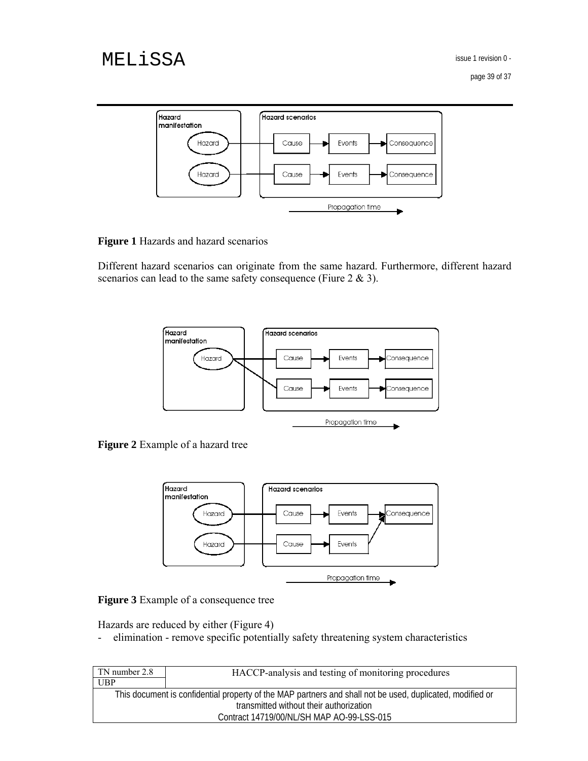**Figure 1** Hazards and hazard scenarios

Different hazard scenarios can originate from the same hazard. Furthermore, different hazard scenarios can lead to the same safety consequence (Fiure 2 & 3).

**Figure 2** Example of a hazard tree

**Figure 3** Example of a consequence tree

Hazards are reduced by either (Figure 4)

- elimination - remove specific potentially safety threatening system characteristics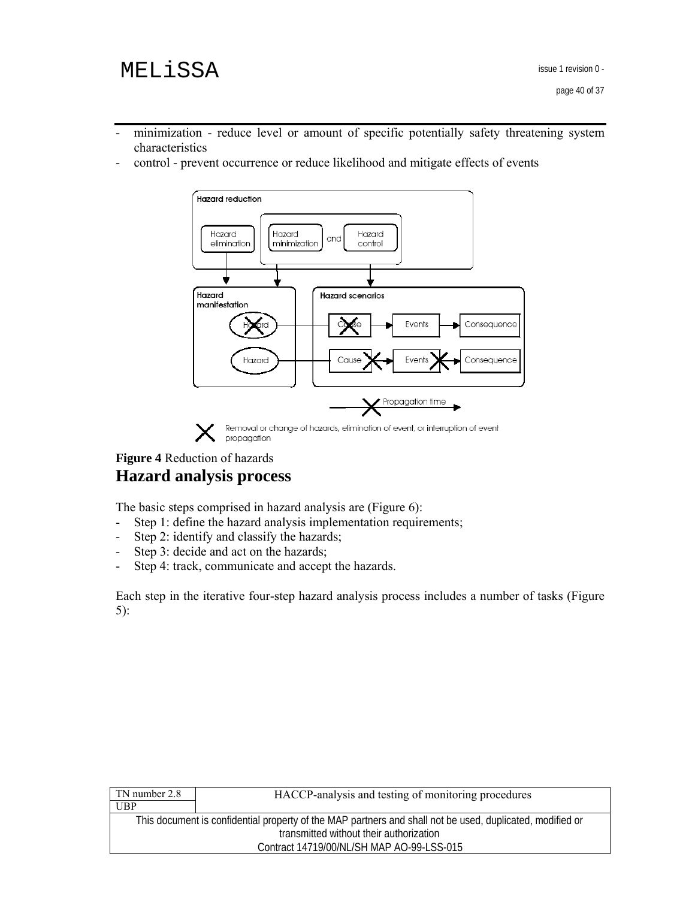- minimization - reduce level or amount of specific potentially safety threatening system characteristics
- control - prevent occurrence or reduce likelihood and mitigate effects of events

**Figure 4** Reduction of hazards

## Hazard analysis process

The basic steps comprised in hazard analysis are (Figure 6):

- Step 1: define the hazard analysis implementation requirements;
- Step 2: identify and classify the hazards;
- Step 3: decide and act on the hazards;
- Step 4: track, communicate and accept the hazards.

Each step in the iterative four-step hazard analysis process includes a number of tasks (Figure 5):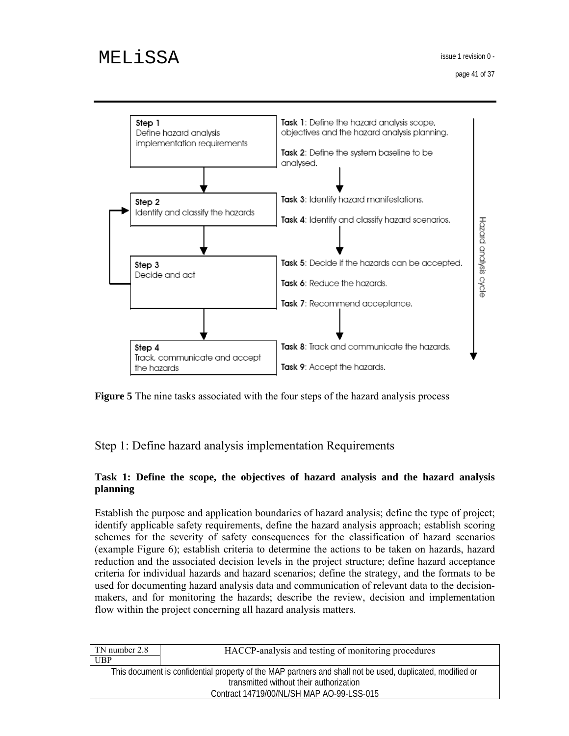| Step | Tasks |
| --- | --- |
| **Step 1**<br>Define hazard analysis implementation requirements | **Task 1**: Define the hazard analysis scope, objectives and the hazard analysis planning.<br>**Task 2**: Define the system baseline to be analysed. |
| **Step 2**<br>Identify and classify the hazards | **Task 3**: Identify hazard manifestations.<br>**Task 4**: Identify and classify hazard scenarios. |
| **Step 3**<br>Decide and act | **Task 5**: Decide if the hazards can be accepted.<br>**Task 6**: Reduce the hazards.<br>**Task 7**: Recommend acceptance. |
| **Step 4**<br>Track, communicate and accept the hazards | **Task 8**: Track and communicate the hazards.<br>**Task 9**: Accept the hazards. |

Hazard analysis cycle

**Figure 5** The nine tasks associated with the four steps of the hazard analysis process

## Step 1: Define hazard analysis implementation Requirements

### Task 1: Define the scope, the objectives of hazard analysis and the hazard analysis planning

Establish the purpose and application boundaries of hazard analysis; define the type of project; identify applicable safety requirements, define the hazard analysis approach; establish scoring schemes for the severity of safety consequences for the classification of hazard scenarios (example Figure 6); establish criteria to determine the actions to be taken on hazards, hazard reduction and the associated decision levels in the project structure; define hazard acceptance criteria for individual hazards and hazard scenarios; define the strategy, and the formats to be used for documenting hazard analysis data and communication of relevant data to the decision-makers, and for monitoring the hazards; describe the review, decision and implementation flow within the project concerning all hazard analysis matters.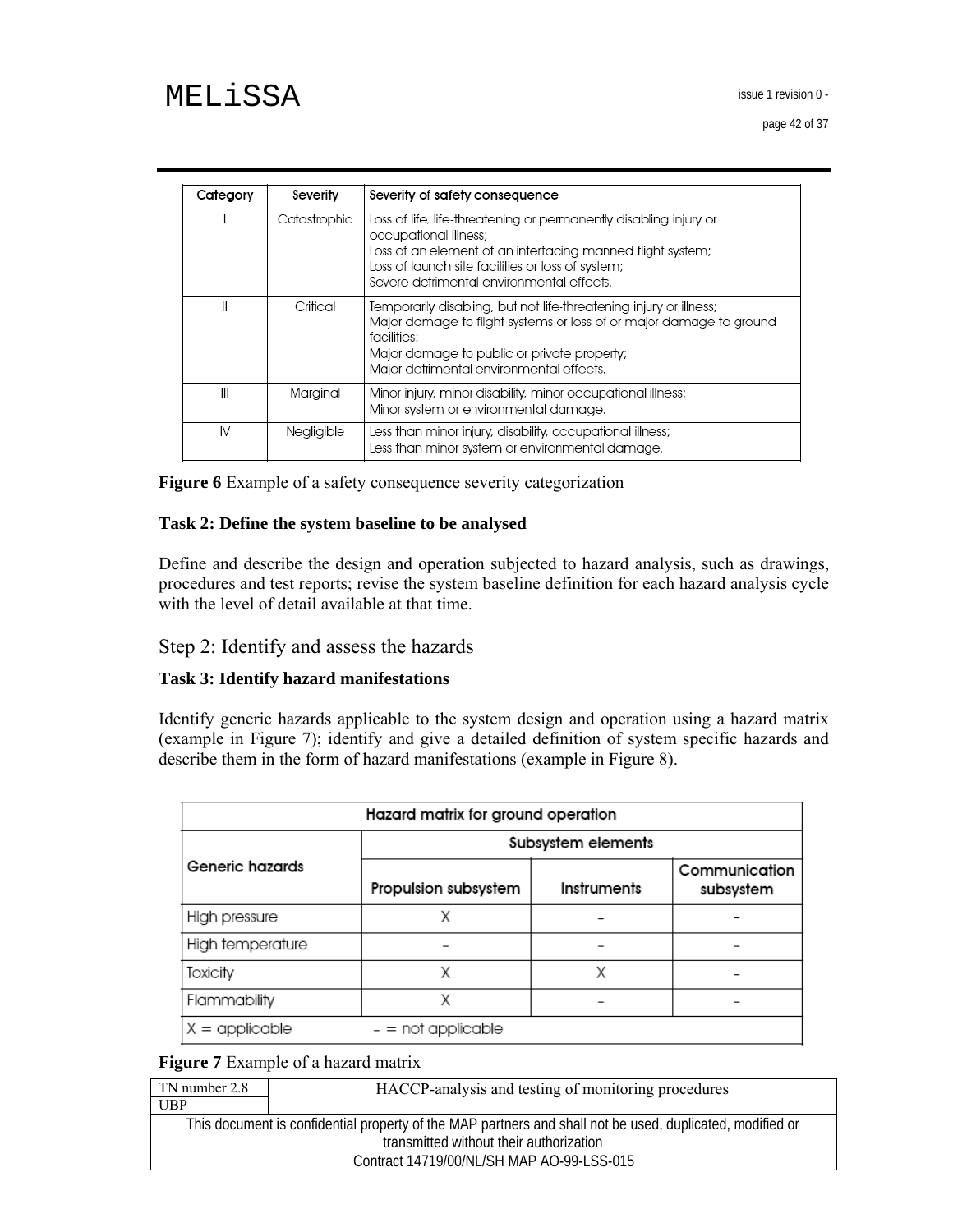| Category | Severity | Severity of safety consequence |
|---|---|---|
| I | Catastrophic | Loss of life, life-threatening or permanently disabling injury or occupational illness;<br>Loss of an element of an interfacing manned flight system;<br>Loss of launch site facilities or loss of system;<br>Severe detrimental environmental effects. |
| II | Critical | Temporarily disabling, but not life-threatening injury or illness;<br>Major damage to flight systems or loss of or major damage to ground facilities;<br>Major damage to public or private property;<br>Major detrimental environmental effects. |
| III | Marginal | Minor injury, minor disability, minor occupational illness;<br>Minor system or environmental damage. |
| IV | Negligible | Less than minor injury, disability, occupational illness;<br>Less than minor system or environmental damage. |

**Figure 6** Example of a safety consequence severity categorization

**Task 2: Define the system baseline to be analysed**

Define and describe the design and operation subjected to hazard analysis, such as drawings, procedures and test reports; revise the system baseline definition for each hazard analysis cycle with the level of detail available at that time.

## Step 2: Identify and assess the hazards

**Task 3: Identify hazard manifestations**

Identify generic hazards applicable to the system design and operation using a hazard matrix (example in Figure 7); identify and give a detailed definition of system specific hazards and describe them in the form of hazard manifestations (example in Figure 8).

| Hazard matrix for ground operation | | | |
|---|---|---|---|
| Generic hazards | Subsystem elements | | |
| | Propulsion subsystem | Instruments | Communication subsystem |
| High pressure | X | – | – |
| High temperature | – | – | – |
| Toxicity | X | X | – |
| Flammability | X | – | – |
| X = applicable | – = not applicable | | |

**Figure 7** Example of a hazard matrix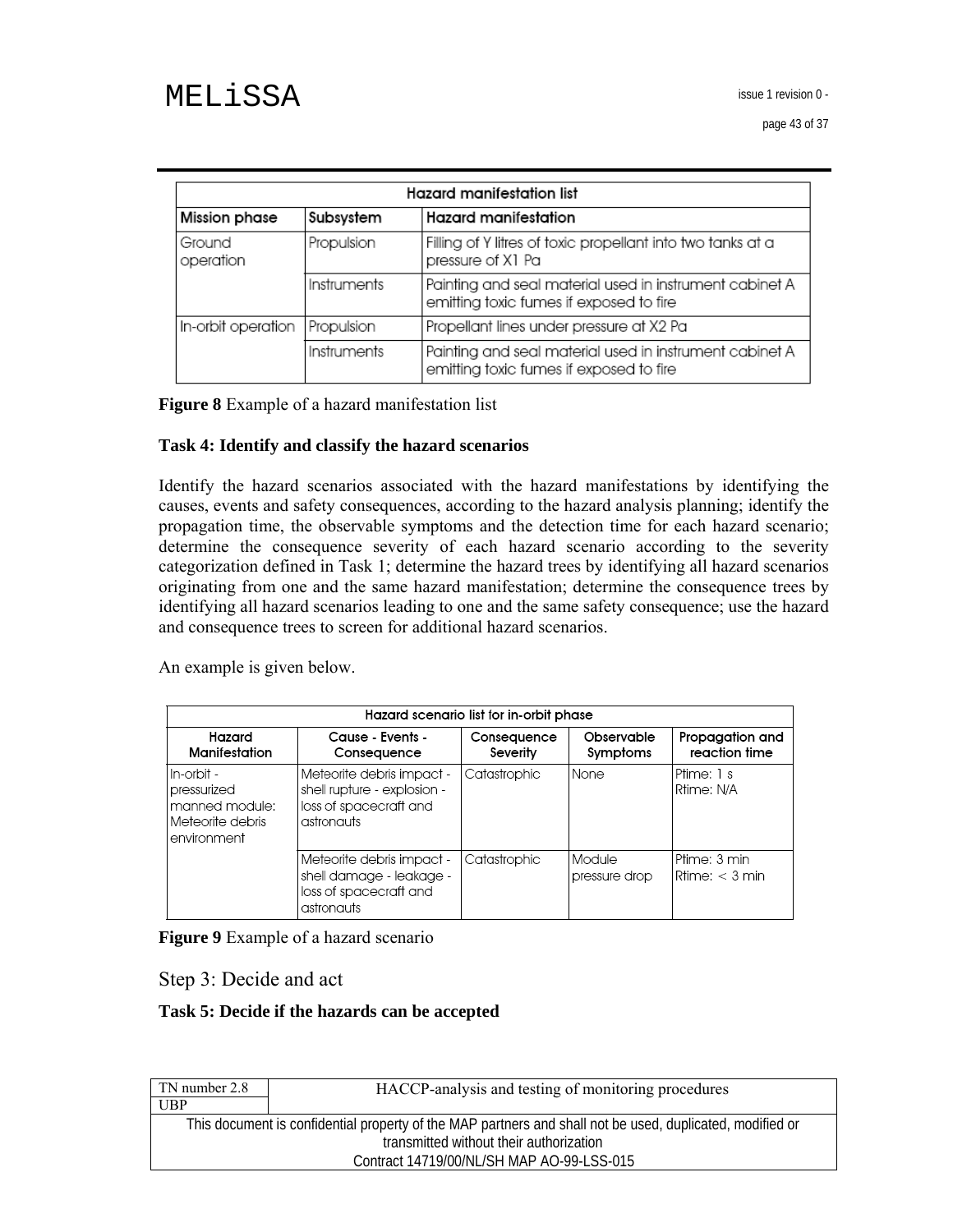| Hazard manifestation list | | |
|---|---|---|
| **Mission phase** | **Subsystem** | **Hazard manifestation** |
| Ground operation | Propulsion | Filling of Y litres of toxic propellant into two tanks at a pressure of X1 Pa |
| | Instruments | Painting and seal material used in instrument cabinet A emitting toxic fumes if exposed to fire |
| In-orbit operation | Propulsion | Propellant lines under pressure at X2 Pa |
| | Instruments | Painting and seal material used in instrument cabinet A emitting toxic fumes if exposed to fire |

**Figure 8** Example of a hazard manifestation list

**Task 4: Identify and classify the hazard scenarios**

Identify the hazard scenarios associated with the hazard manifestations by identifying the causes, events and safety consequences, according to the hazard analysis planning; identify the propagation time, the observable symptoms and the detection time for each hazard scenario; determine the consequence severity of each hazard scenario according to the severity categorization defined in Task 1; determine the hazard trees by identifying all hazard scenarios originating from one and the same hazard manifestation; determine the consequence trees by identifying all hazard scenarios leading to one and the same safety consequence; use the hazard and consequence trees to screen for additional hazard scenarios.

An example is given below.

| Hazard scenario list for in-orbit phase | | | | |
|---|---|---|---|---|
| **Hazard Manifestation** | **Cause - Events - Consequence** | **Consequence Severity** | **Observable Symptoms** | **Propagation and reaction time** |
| In-orbit - pressurized manned module: Meteorite debris environment | Meteorite debris impact - shell rupture - explosion - loss of spacecraft and astronauts | Catastrophic | None | Ptime: 1 s<br>Rtime: N/A |
| | Meteorite debris impact - shell damage - leakage - loss of spacecraft and astronauts | Catastrophic | Module pressure drop | Ptime: 3 min<br>Rtime: < 3 min |

**Figure 9** Example of a hazard scenario

## Step 3: Decide and act

**Task 5: Decide if the hazards can be accepted**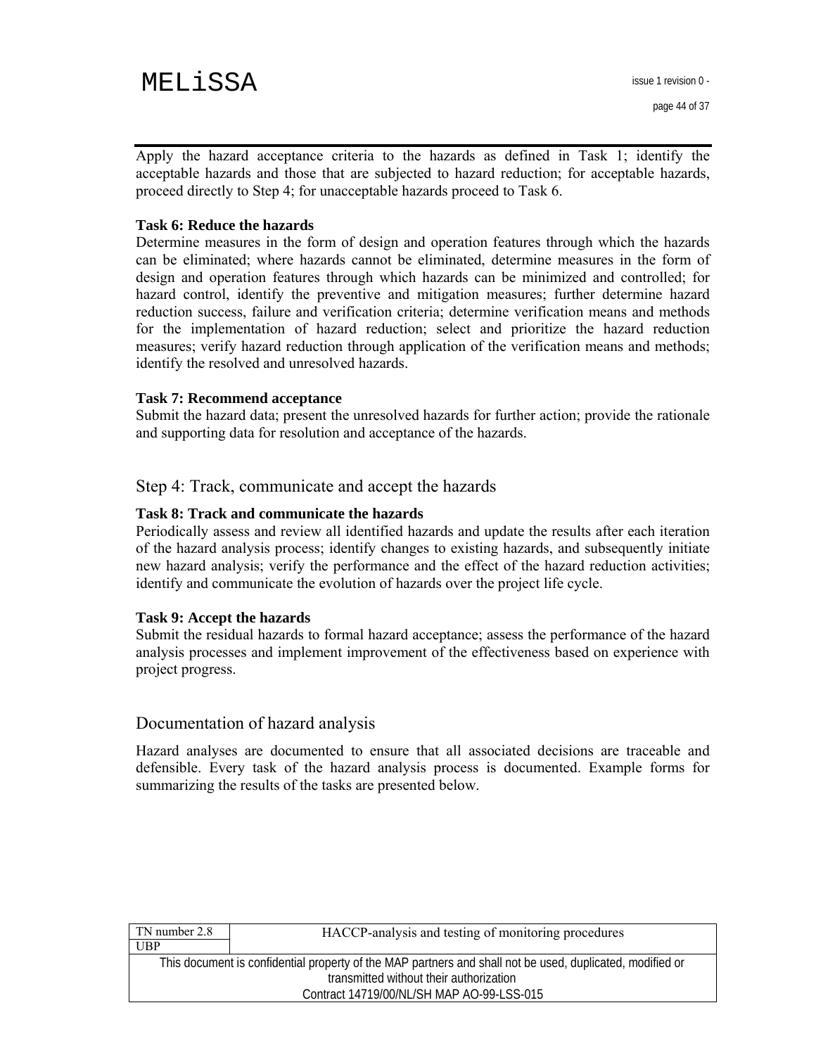Apply the hazard acceptance criteria to the hazards as defined in Task 1; identify the acceptable hazards and those that are subjected to hazard reduction; for acceptable hazards, proceed directly to Step 4; for unacceptable hazards proceed to Task 6.

**Task 6: Reduce the hazards**
Determine measures in the form of design and operation features through which the hazards can be eliminated; where hazards cannot be eliminated, determine measures in the form of design and operation features through which hazards can be minimized and controlled; for hazard control, identify the preventive and mitigation measures; further determine hazard reduction success, failure and verification criteria; determine verification means and methods for the implementation of hazard reduction; select and prioritize the hazard reduction measures; verify hazard reduction through application of the verification means and methods; identify the resolved and unresolved hazards.

**Task 7: Recommend acceptance**
Submit the hazard data; present the unresolved hazards for further action; provide the rationale and supporting data for resolution and acceptance of the hazards.

## Step 4: Track, communicate and accept the hazards

**Task 8: Track and communicate the hazards**
Periodically assess and review all identified hazards and update the results after each iteration of the hazard analysis process; identify changes to existing hazards, and subsequently initiate new hazard analysis; verify the performance and the effect of the hazard reduction activities; identify and communicate the evolution of hazards over the project life cycle.

**Task 9: Accept the hazards**
Submit the residual hazards to formal hazard acceptance; assess the performance of the hazard analysis processes and implement improvement of the effectiveness based on experience with project progress.

## Documentation of hazard analysis

Hazard analyses are documented to ensure that all associated decisions are traceable and defensible. Every task of the hazard analysis process is documented. Example forms for summarizing the results of the tasks are presented below.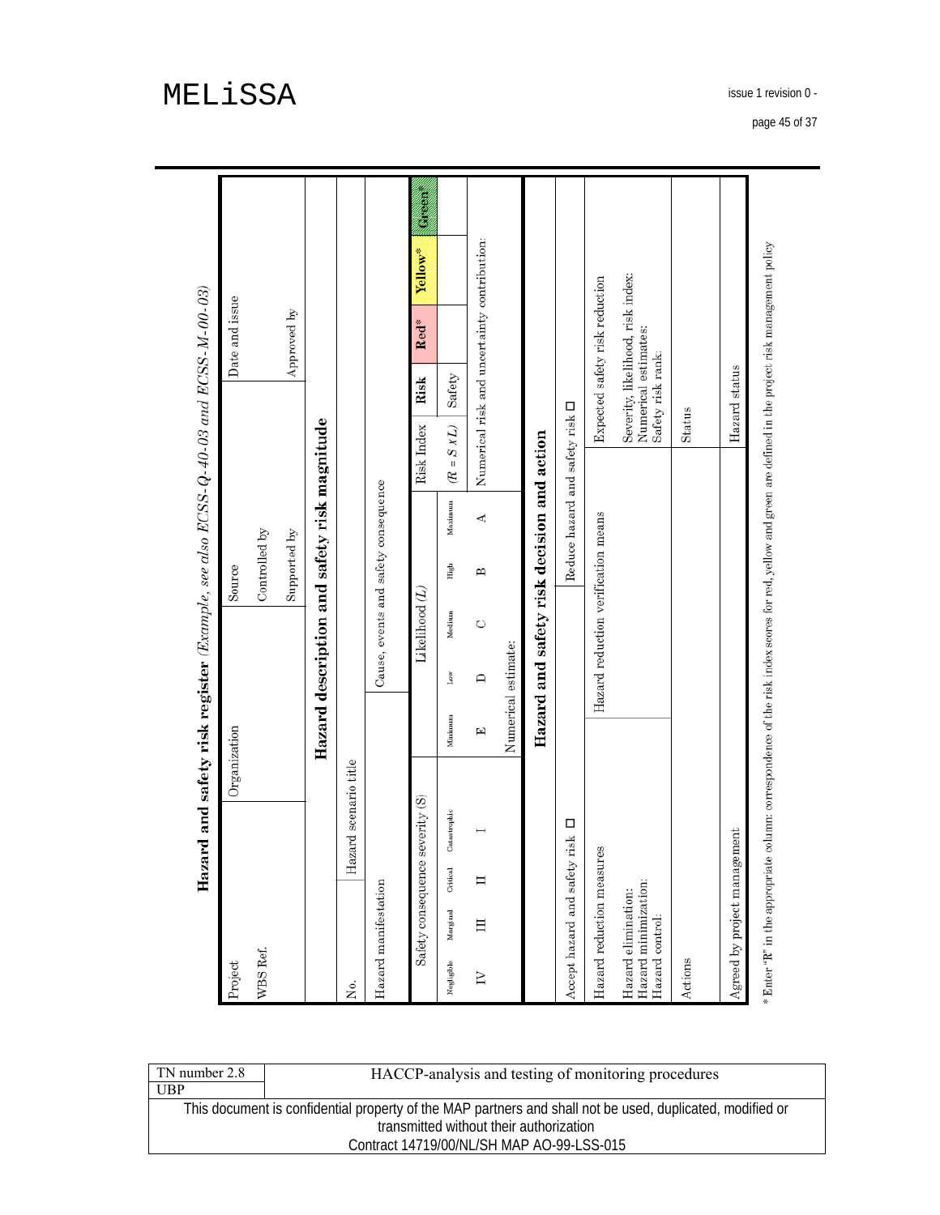**Hazard and safety risk register** *(Example, see also ECSS-Q-40-03 and ECSS-M-00-03)*

| | | | | | | | | | | | |
|---|---|---|---|---|---|---|---|---|---|---|---|
| Project | | Organization | | | Source | | | Date and issue | | | |
| WBS Ref. | | | | | Controlled by | | | | | | |
| | | | | | Supported by | | | Approved by | | | |
| **Hazard description and safety risk magnitude** | | | | | | | | | | | |
| No. | Hazard scenario title | | | | | | | | | | |
| Hazard manifestation | | | Cause, events and safety consequence | | | | | | | | |
| Safety consequence severity (S) | | | | Likelihood (L) | | | | Risk Index | Risk | Red* | Yellow* | Green* |
| Negligible | Marginal | Critical | Catastrophic | Minimum | Low | Medium | High | Maximum | (R = S x L) | Safety | | |
| IV | III | II | I | E | D | C | B | A | Numerical risk and uncertainty contribution: | | | |
| | | | | Numerical estimate: | | | | | | | | |
| **Hazard and safety risk decision and action** | | | | | | | | | | | |
| Accept hazard and safety risk ☐ | | | | | Reduce hazard and safety risk ☐ | | | | | | |
| Hazard reduction measures | | | Hazard reduction verification means | | | | | Expected safety risk reduction | | | |
| Hazard elimination: Hazard minimization: Hazard control: | | | | | | | | Severity, likelihood, risk index: Numerical estimates: Safety risk rank: | | | |
| Actions | | | | | | | | Status | | | |
| Agreed by project management | | | | | | | | Hazard status | | | |

\* Enter "R" in the appropriate column: correspondence of the risk index scores for red, yellow and green are defined in the project risk management policy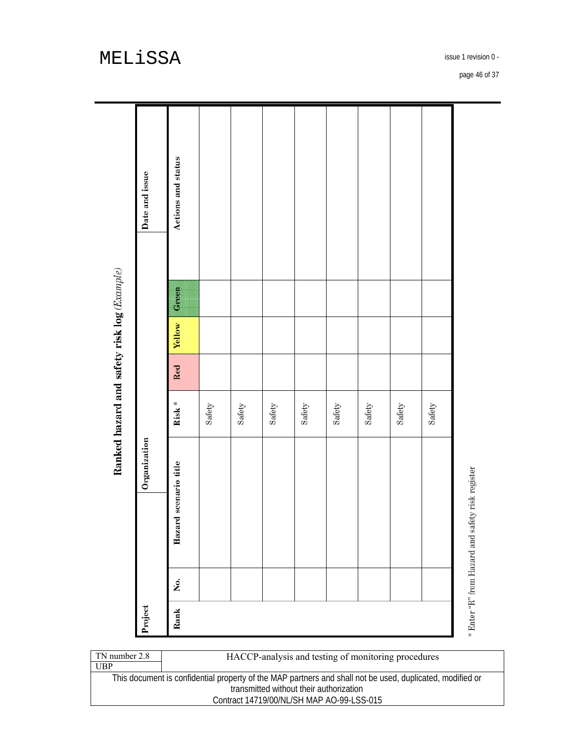# Ranked hazard and safety risk log *(Example)*

| Project | | Organization | | | | | Date and issue |
|---|---|---|---|---|---|---|---|
| Rank | No. | Hazard scenario title | Risk * | Red | Yellow | Green | Actions and status |
| | | | Safety | | | | |
| | | | Safety | | | | |
| | | | Safety | | | | |
| | | | Safety | | | | |
| | | | Safety | | | | |
| | | | Safety | | | | |
| | | | Safety | | | | |
| | | | Safety | | | | |

\* Enter "R" from Hazard and safety risk register

| TN number 2.8 | HACCP-analysis and testing of monitoring procedures |
|---|---|
| UBP | |

This document is confidential property of the MAP partners and shall not be used, duplicated, modified or transmitted without their authorization

Contract 14719/00/NL/SH MAP AO-99-LSS-015